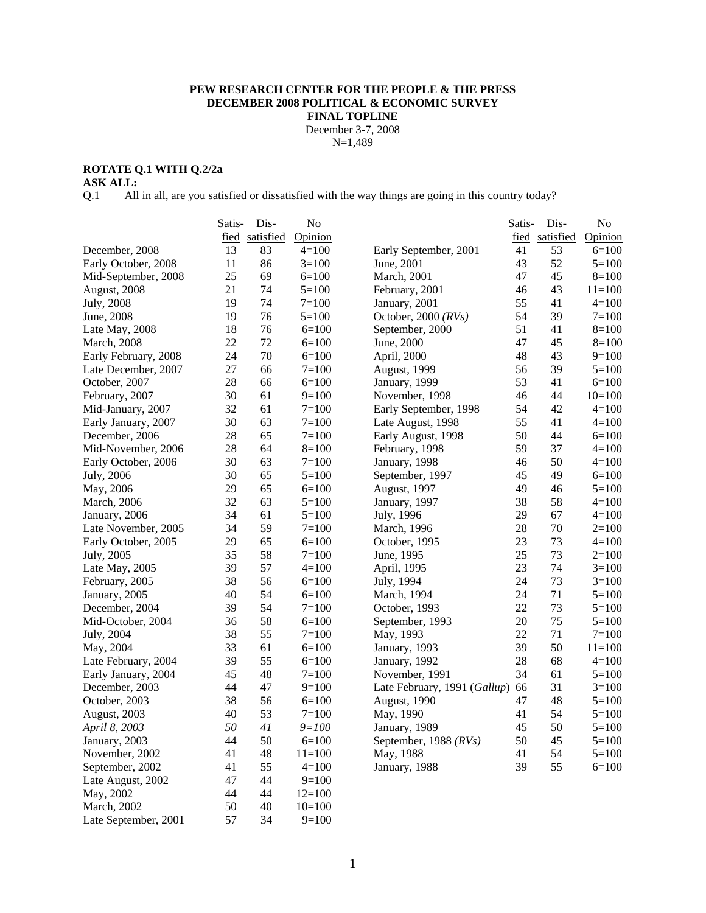**PEW RESEARCH CENTER FOR THE PEOPLE & THE PRESS**
**DECEMBER 2008 POLITICAL & ECONOMIC SURVEY**
**FINAL TOPLINE**
December 3-7, 2008
N=1,489

**ROTATE Q.1 WITH Q.2/2a**
**ASK ALL:**
Q.1 All in all, are you satisfied or dissatisfied with the way things are going in this country today?

| | Satis-fied | Dis-satisfied | No Opinion |
|---|---|---|---|
| December, 2008 | 13 | 83 | 4=100 |
| Early October, 2008 | 11 | 86 | 3=100 |
| Mid-September, 2008 | 25 | 69 | 6=100 |
| August, 2008 | 21 | 74 | 5=100 |
| July, 2008 | 19 | 74 | 7=100 |
| June, 2008 | 19 | 76 | 5=100 |
| Late May, 2008 | 18 | 76 | 6=100 |
| March, 2008 | 22 | 72 | 6=100 |
| Early February, 2008 | 24 | 70 | 6=100 |
| Late December, 2007 | 27 | 66 | 7=100 |
| October, 2007 | 28 | 66 | 6=100 |
| February, 2007 | 30 | 61 | 9=100 |
| Mid-January, 2007 | 32 | 61 | 7=100 |
| Early January, 2007 | 30 | 63 | 7=100 |
| December, 2006 | 28 | 65 | 7=100 |
| Mid-November, 2006 | 28 | 64 | 8=100 |
| Early October, 2006 | 30 | 63 | 7=100 |
| July, 2006 | 30 | 65 | 5=100 |
| May, 2006 | 29 | 65 | 6=100 |
| March, 2006 | 32 | 63 | 5=100 |
| January, 2006 | 34 | 61 | 5=100 |
| Late November, 2005 | 34 | 59 | 7=100 |
| Early October, 2005 | 29 | 65 | 6=100 |
| July, 2005 | 35 | 58 | 7=100 |
| Late May, 2005 | 39 | 57 | 4=100 |
| February, 2005 | 38 | 56 | 6=100 |
| January, 2005 | 40 | 54 | 6=100 |
| December, 2004 | 39 | 54 | 7=100 |
| Mid-October, 2004 | 36 | 58 | 6=100 |
| July, 2004 | 38 | 55 | 7=100 |
| May, 2004 | 33 | 61 | 6=100 |
| Late February, 2004 | 39 | 55 | 6=100 |
| Early January, 2004 | 45 | 48 | 7=100 |
| December, 2003 | 44 | 47 | 9=100 |
| October, 2003 | 38 | 56 | 6=100 |
| August, 2003 | 40 | 53 | 7=100 |
| *April 8, 2003* | *50* | *41* | *9=100* |
| January, 2003 | 44 | 50 | 6=100 |
| November, 2002 | 41 | 48 | 11=100 |
| September, 2002 | 41 | 55 | 4=100 |
| Late August, 2002 | 47 | 44 | 9=100 |
| May, 2002 | 44 | 44 | 12=100 |
| March, 2002 | 50 | 40 | 10=100 |
| Late September, 2001 | 57 | 34 | 9=100 |
| Early September, 2001 | 41 | 53 | 6=100 |
| June, 2001 | 43 | 52 | 5=100 |
| March, 2001 | 47 | 45 | 8=100 |
| February, 2001 | 46 | 43 | 11=100 |
| January, 2001 | 55 | 41 | 4=100 |
| October, 2000 *(RVs)* | 54 | 39 | 7=100 |
| September, 2000 | 51 | 41 | 8=100 |
| June, 2000 | 47 | 45 | 8=100 |
| April, 2000 | 48 | 43 | 9=100 |
| August, 1999 | 56 | 39 | 5=100 |
| January, 1999 | 53 | 41 | 6=100 |
| November, 1998 | 46 | 44 | 10=100 |
| Early September, 1998 | 54 | 42 | 4=100 |
| Late August, 1998 | 55 | 41 | 4=100 |
| Early August, 1998 | 50 | 44 | 6=100 |
| February, 1998 | 59 | 37 | 4=100 |
| January, 1998 | 46 | 50 | 4=100 |
| September, 1997 | 45 | 49 | 6=100 |
| August, 1997 | 49 | 46 | 5=100 |
| January, 1997 | 38 | 58 | 4=100 |
| July, 1996 | 29 | 67 | 4=100 |
| March, 1996 | 28 | 70 | 2=100 |
| October, 1995 | 23 | 73 | 4=100 |
| June, 1995 | 25 | 73 | 2=100 |
| April, 1995 | 23 | 74 | 3=100 |
| July, 1994 | 24 | 73 | 3=100 |
| March, 1994 | 24 | 71 | 5=100 |
| October, 1993 | 22 | 73 | 5=100 |
| September, 1993 | 20 | 75 | 5=100 |
| May, 1993 | 22 | 71 | 7=100 |
| January, 1993 | 39 | 50 | 11=100 |
| January, 1992 | 28 | 68 | 4=100 |
| November, 1991 | 34 | 61 | 5=100 |
| Late February, 1991 *(Gallup)* | 66 | 31 | 3=100 |
| August, 1990 | 47 | 48 | 5=100 |
| May, 1990 | 41 | 54 | 5=100 |
| January, 1989 | 45 | 50 | 5=100 |
| September, 1988 *(RVs)* | 50 | 45 | 5=100 |
| May, 1988 | 41 | 54 | 5=100 |
| January, 1988 | 39 | 55 | 6=100 |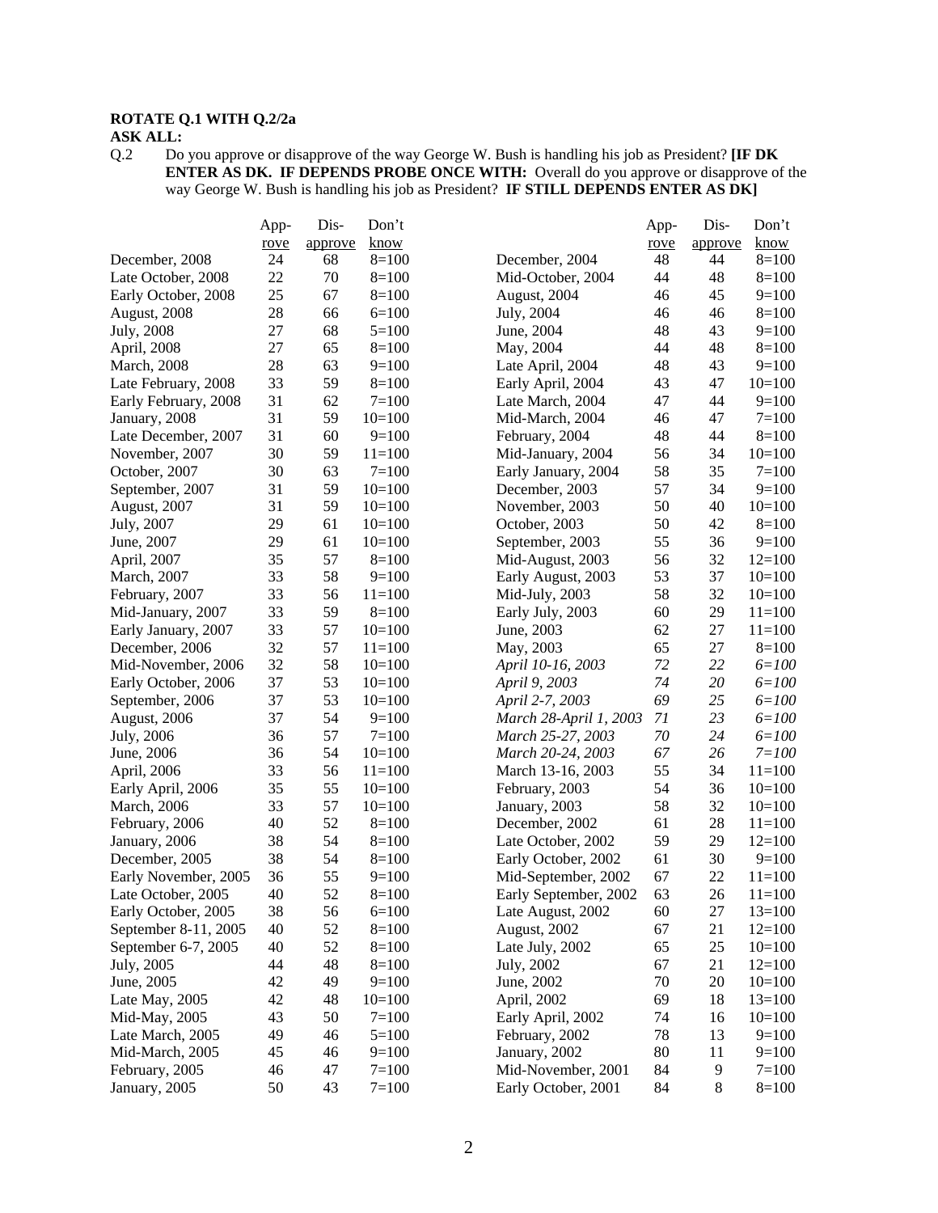**ROTATE Q.1 WITH Q.2/2a**

**ASK ALL:**

Q.2 Do you approve or disapprove of the way George W. Bush is handling his job as President? **[IF DK ENTER AS DK. IF DEPENDS PROBE ONCE WITH:** Overall do you approve or disapprove of the way George W. Bush is handling his job as President? **IF STILL DEPENDS ENTER AS DK]**

| | Approve | Disapprove | Don't know |
|---|---|---|---|
| December, 2008 | 24 | 68 | 8=100 |
| Late October, 2008 | 22 | 70 | 8=100 |
| Early October, 2008 | 25 | 67 | 8=100 |
| August, 2008 | 28 | 66 | 6=100 |
| July, 2008 | 27 | 68 | 5=100 |
| April, 2008 | 27 | 65 | 8=100 |
| March, 2008 | 28 | 63 | 9=100 |
| Late February, 2008 | 33 | 59 | 8=100 |
| Early February, 2008 | 31 | 62 | 7=100 |
| January, 2008 | 31 | 59 | 10=100 |
| Late December, 2007 | 31 | 60 | 9=100 |
| November, 2007 | 30 | 59 | 11=100 |
| October, 2007 | 30 | 63 | 7=100 |
| September, 2007 | 31 | 59 | 10=100 |
| August, 2007 | 31 | 59 | 10=100 |
| July, 2007 | 29 | 61 | 10=100 |
| June, 2007 | 29 | 61 | 10=100 |
| April, 2007 | 35 | 57 | 8=100 |
| March, 2007 | 33 | 58 | 9=100 |
| February, 2007 | 33 | 56 | 11=100 |
| Mid-January, 2007 | 33 | 59 | 8=100 |
| Early January, 2007 | 33 | 57 | 10=100 |
| December, 2006 | 32 | 57 | 11=100 |
| Mid-November, 2006 | 32 | 58 | 10=100 |
| Early October, 2006 | 37 | 53 | 10=100 |
| September, 2006 | 37 | 53 | 10=100 |
| August, 2006 | 37 | 54 | 9=100 |
| July, 2006 | 36 | 57 | 7=100 |
| June, 2006 | 36 | 54 | 10=100 |
| April, 2006 | 33 | 56 | 11=100 |
| Early April, 2006 | 35 | 55 | 10=100 |
| March, 2006 | 33 | 57 | 10=100 |
| February, 2006 | 40 | 52 | 8=100 |
| January, 2006 | 38 | 54 | 8=100 |
| December, 2005 | 38 | 54 | 8=100 |
| Early November, 2005 | 36 | 55 | 9=100 |
| Late October, 2005 | 40 | 52 | 8=100 |
| Early October, 2005 | 38 | 56 | 6=100 |
| September 8-11, 2005 | 40 | 52 | 8=100 |
| September 6-7, 2005 | 40 | 52 | 8=100 |
| July, 2005 | 44 | 48 | 8=100 |
| June, 2005 | 42 | 49 | 9=100 |
| Late May, 2005 | 42 | 48 | 10=100 |
| Mid-May, 2005 | 43 | 50 | 7=100 |
| Late March, 2005 | 49 | 46 | 5=100 |
| Mid-March, 2005 | 45 | 46 | 9=100 |
| February, 2005 | 46 | 47 | 7=100 |
| January, 2005 | 50 | 43 | 7=100 |
| December, 2004 | 48 | 44 | 8=100 |
| Mid-October, 2004 | 44 | 48 | 8=100 |
| August, 2004 | 46 | 45 | 9=100 |
| July, 2004 | 46 | 46 | 8=100 |
| June, 2004 | 48 | 43 | 9=100 |
| May, 2004 | 44 | 48 | 8=100 |
| Late April, 2004 | 48 | 43 | 9=100 |
| Early April, 2004 | 43 | 47 | 10=100 |
| Late March, 2004 | 47 | 44 | 9=100 |
| Mid-March, 2004 | 46 | 47 | 7=100 |
| February, 2004 | 48 | 44 | 8=100 |
| Mid-January, 2004 | 56 | 34 | 10=100 |
| Early January, 2004 | 58 | 35 | 7=100 |
| December, 2003 | 57 | 34 | 9=100 |
| November, 2003 | 50 | 40 | 10=100 |
| October, 2003 | 50 | 42 | 8=100 |
| September, 2003 | 55 | 36 | 9=100 |
| Mid-August, 2003 | 56 | 32 | 12=100 |
| Early August, 2003 | 53 | 37 | 10=100 |
| Mid-July, 2003 | 58 | 32 | 10=100 |
| Early July, 2003 | 60 | 29 | 11=100 |
| June, 2003 | 62 | 27 | 11=100 |
| May, 2003 | 65 | 27 | 8=100 |
| *April 10-16, 2003* | *72* | *22* | *6=100* |
| *April 9, 2003* | *74* | *20* | *6=100* |
| *April 2-7, 2003* | *69* | *25* | *6=100* |
| *March 28-April 1, 2003* | *71* | *23* | *6=100* |
| *March 25-27, 2003* | *70* | *24* | *6=100* |
| *March 20-24, 2003* | *67* | *26* | *7=100* |
| March 13-16, 2003 | 55 | 34 | 11=100 |
| February, 2003 | 54 | 36 | 10=100 |
| January, 2003 | 58 | 32 | 10=100 |
| December, 2002 | 61 | 28 | 11=100 |
| Late October, 2002 | 59 | 29 | 12=100 |
| Early October, 2002 | 61 | 30 | 9=100 |
| Mid-September, 2002 | 67 | 22 | 11=100 |
| Early September, 2002 | 63 | 26 | 11=100 |
| Late August, 2002 | 60 | 27 | 13=100 |
| August, 2002 | 67 | 21 | 12=100 |
| Late July, 2002 | 65 | 25 | 10=100 |
| July, 2002 | 67 | 21 | 12=100 |
| June, 2002 | 70 | 20 | 10=100 |
| April, 2002 | 69 | 18 | 13=100 |
| Early April, 2002 | 74 | 16 | 10=100 |
| February, 2002 | 78 | 13 | 9=100 |
| January, 2002 | 80 | 11 | 9=100 |
| Mid-November, 2001 | 84 | 9 | 7=100 |
| Early October, 2001 | 84 | 8 | 8=100 |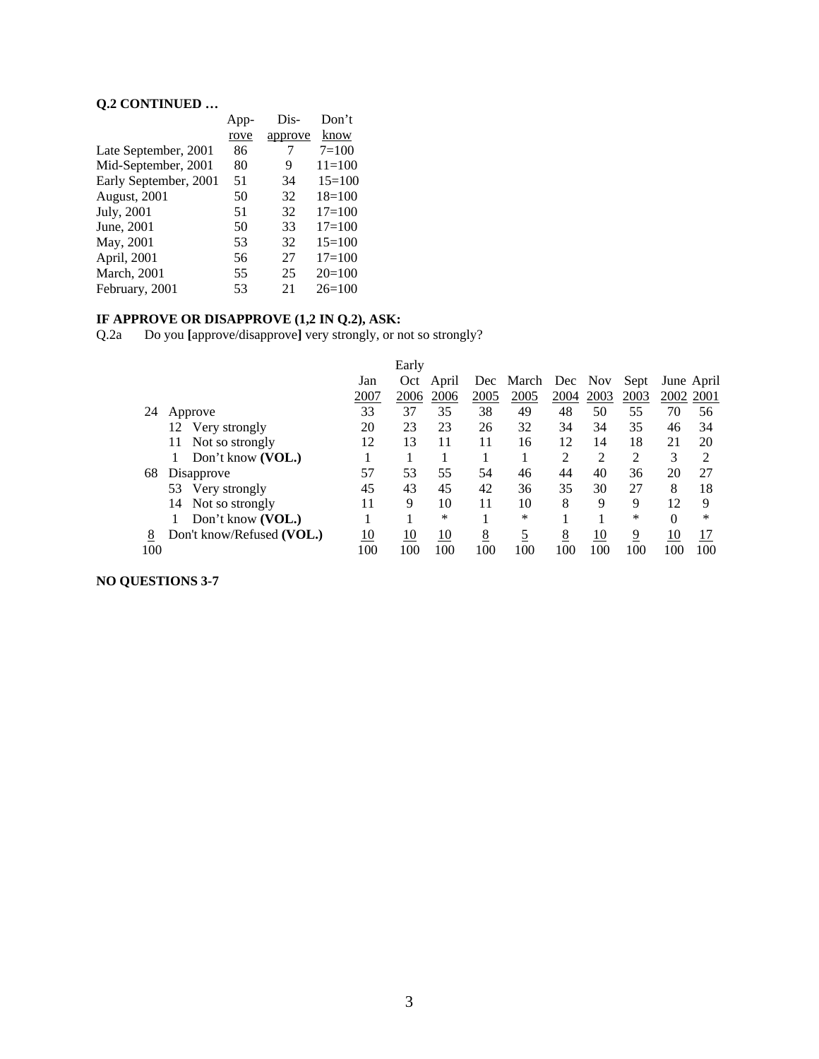**Q.2 CONTINUED …**

| | Approve | Disapprove | Don't know |
|---|---|---|---|
| Late September, 2001 | 86 | 7 | 7=100 |
| Mid-September, 2001 | 80 | 9 | 11=100 |
| Early September, 2001 | 51 | 34 | 15=100 |
| August, 2001 | 50 | 32 | 18=100 |
| July, 2001 | 51 | 32 | 17=100 |
| June, 2001 | 50 | 33 | 17=100 |
| May, 2001 | 53 | 32 | 15=100 |
| April, 2001 | 56 | 27 | 17=100 |
| March, 2001 | 55 | 25 | 20=100 |
| February, 2001 | 53 | 21 | 26=100 |

**IF APPROVE OR DISAPPROVE (1,2 IN Q.2), ASK:**

Q.2a Do you **[**approve/disapprove**]** very strongly, or not so strongly?

| | | Jan 2007 | Early Oct 2006 | April 2006 | Dec 2005 | March 2005 | Dec 2004 | Nov 2003 | Sept 2003 | June 2002 | April 2001 |
|---|---|---|---|---|---|---|---|---|---|---|---|
| 24 | Approve | 33 | 37 | 35 | 38 | 49 | 48 | 50 | 55 | 70 | 56 |
| 12 | Very strongly | 20 | 23 | 23 | 26 | 32 | 34 | 34 | 35 | 46 | 34 |
| 11 | Not so strongly | 12 | 13 | 11 | 11 | 16 | 12 | 14 | 18 | 21 | 20 |
| 1 | Don't know **(VOL.)** | 1 | 1 | 1 | 1 | 1 | 2 | 2 | 2 | 3 | 2 |
| 68 | Disapprove | 57 | 53 | 55 | 54 | 46 | 44 | 40 | 36 | 20 | 27 |
| 53 | Very strongly | 45 | 43 | 45 | 42 | 36 | 35 | 30 | 27 | 8 | 18 |
| 14 | Not so strongly | 11 | 9 | 10 | 11 | 10 | 8 | 9 | 9 | 12 | 9 |
| 1 | Don't know **(VOL.)** | 1 | 1 | * | 1 | * | 1 | 1 | * | 0 | * |
| 8 | Don't know/Refused **(VOL.)** | 10 | 10 | 10 | 8 | 5 | 8 | 10 | 9 | 10 | 17 |
| 100 | | 100 | 100 | 100 | 100 | 100 | 100 | 100 | 100 | 100 | 100 |

**NO QUESTIONS 3-7**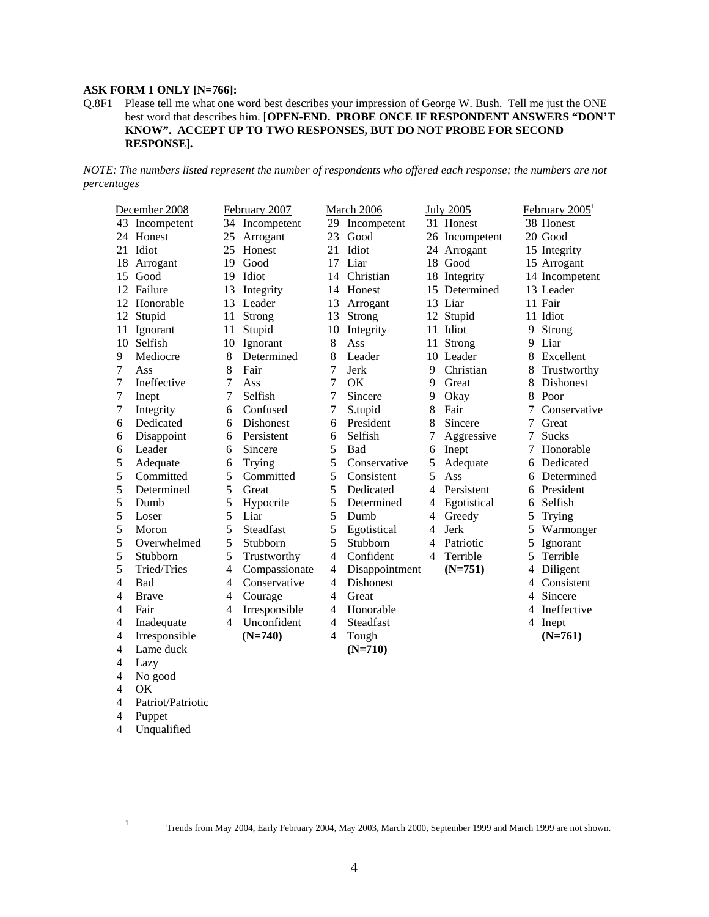**ASK FORM 1 ONLY [N=766]:**

Q.8F1 Please tell me what one word best describes your impression of George W. Bush. Tell me just the ONE best word that describes him. [**OPEN-END. PROBE ONCE IF RESPONDENT ANSWERS "DON'T KNOW". ACCEPT UP TO TWO RESPONSES, BUT DO NOT PROBE FOR SECOND RESPONSE].**

*NOTE: The numbers listed represent the number of respondents who offered each response; the numbers are not percentages*

| December 2008 | | February 2007 | | March 2006 | | July 2005 | | February 2005[1] | |
|---|---|---|---|---|---|---|---|---|---|
| 43 | Incompetent | 34 | Incompetent | 29 | Incompetent | 31 | Honest | 38 | Honest |
| 24 | Honest | 25 | Arrogant | 23 | Good | 26 | Incompetent | 20 | Good |
| 21 | Idiot | 25 | Honest | 21 | Idiot | 24 | Arrogant | 15 | Integrity |
| 18 | Arrogant | 19 | Good | 17 | Liar | 18 | Good | 15 | Arrogant |
| 15 | Good | 19 | Idiot | 14 | Christian | 18 | Integrity | 14 | Incompetent |
| 12 | Failure | 13 | Integrity | 14 | Honest | 15 | Determined | 13 | Leader |
| 12 | Honorable | 13 | Leader | 13 | Arrogant | 13 | Liar | 11 | Fair |
| 12 | Stupid | 11 | Strong | 13 | Strong | 12 | Stupid | 11 | Idiot |
| 11 | Ignorant | 11 | Stupid | 10 | Integrity | 11 | Idiot | 9 | Strong |
| 10 | Selfish | 10 | Ignorant | 8 | Ass | 11 | Strong | 9 | Liar |
| 9 | Mediocre | 8 | Determined | 8 | Leader | 10 | Leader | 8 | Excellent |
| 7 | Ass | 8 | Fair | 7 | Jerk | 9 | Christian | 8 | Trustworthy |
| 7 | Ineffective | 7 | Ass | 7 | OK | 9 | Great | 8 | Dishonest |
| 7 | Inept | 7 | Selfish | 7 | Sincere | 9 | Okay | 8 | Poor |
| 7 | Integrity | 6 | Confused | 7 | S.tupid | 8 | Fair | 7 | Conservative |
| 6 | Dedicated | 6 | Dishonest | 6 | President | 8 | Sincere | 7 | Great |
| 6 | Disappoint | 6 | Persistent | 6 | Selfish | 7 | Aggressive | 7 | Sucks |
| 6 | Leader | 6 | Sincere | 5 | Bad | 6 | Inept | 7 | Honorable |
| 5 | Adequate | 6 | Trying | 5 | Conservative | 5 | Adequate | 6 | Dedicated |
| 5 | Committed | 5 | Committed | 5 | Consistent | 5 | Ass | 6 | Determined |
| 5 | Determined | 5 | Great | 5 | Dedicated | 4 | Persistent | 6 | President |
| 5 | Dumb | 5 | Hypocrite | 5 | Determined | 4 | Egotistical | 6 | Selfish |
| 5 | Loser | 5 | Liar | 5 | Dumb | 4 | Greedy | 5 | Trying |
| 5 | Moron | 5 | Steadfast | 5 | Egotistical | 4 | Jerk | 5 | Warmonger |
| 5 | Overwhelmed | 5 | Stubborn | 5 | Stubborn | 4 | Patriotic | 5 | Ignorant |
| 5 | Stubborn | 5 | Trustworthy | 4 | Confident | 4 | Terrible | 5 | Terrible |
| 5 | Tried/Tries | 4 | Compassionate | 4 | Disappointment | | **(N=751)** | 4 | Diligent |
| 4 | Bad | 4 | Conservative | 4 | Dishonest | | | 4 | Consistent |
| 4 | Brave | 4 | Courage | 4 | Great | | | 4 | Sincere |
| 4 | Fair | 4 | Irresponsible | 4 | Honorable | | | 4 | Ineffective |
| 4 | Inadequate | 4 | Unconfident | 4 | Steadfast | | | 4 | Inept |
| 4 | Irresponsible | | **(N=740)** | 4 | Tough | | | | **(N=761)** |
| 4 | Lame duck | | | | **(N=710)** | | | | |
| 4 | Lazy | | | | | | | | |
| 4 | No good | | | | | | | | |
| 4 | OK | | | | | | | | |
| 4 | Patriot/Patriotic | | | | | | | | |
| 4 | Puppet | | | | | | | | |
| 4 | Unqualified | | | | | | | | |

[1] Trends from May 2004, Early February 2004, May 2003, March 2000, September 1999 and March 1999 are not shown.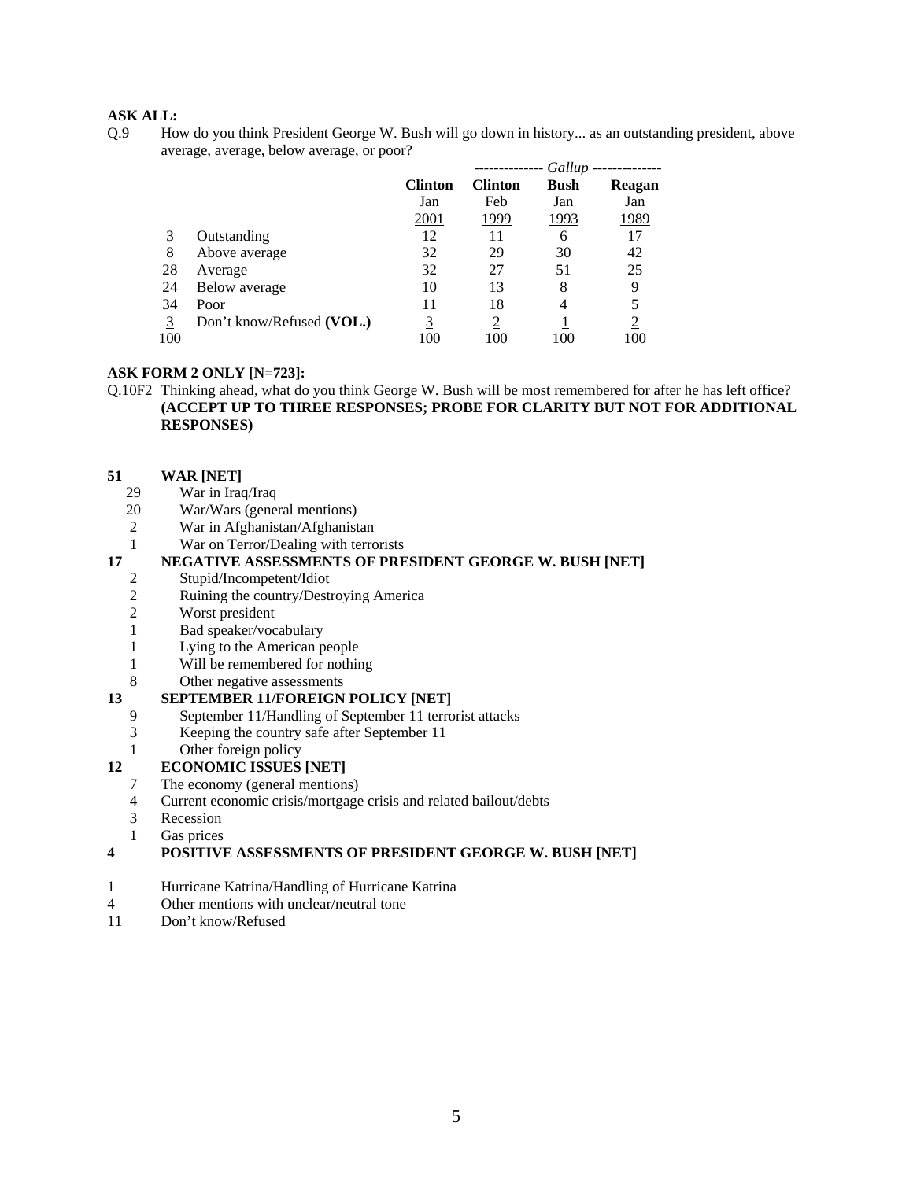**ASK ALL:**

Q.9 How do you think President George W. Bush will go down in history... as an outstanding president, above average, average, below average, or poor?

| | | | ------------- *Gallup* ------------- | | |
|---|---|---|---|---|---|
| | | **Clinton** | **Clinton** | **Bush** | **Reagan** |
| | | Jan | Feb | Jan | Jan |
| | | 2001 | 1999 | 1993 | 1989 |
| 3 | Outstanding | 12 | 11 | 6 | 17 |
| 8 | Above average | 32 | 29 | 30 | 42 |
| 28 | Average | 32 | 27 | 51 | 25 |
| 24 | Below average | 10 | 13 | 8 | 9 |
| 34 | Poor | 11 | 18 | 4 | 5 |
| 3 | Don't know/Refused **(VOL.)** | 3 | 2 | 1 | 2 |
| 100 | | 100 | 100 | 100 | 100 |

**ASK FORM 2 ONLY [N=723]:**

Q.10F2 Thinking ahead, what do you think George W. Bush will be most remembered for after he has left office? **(ACCEPT UP TO THREE RESPONSES; PROBE FOR CLARITY BUT NOT FOR ADDITIONAL RESPONSES)**

**51 WAR [NET]**
- 29 War in Iraq/Iraq
- 20 War/Wars (general mentions)
- 2 War in Afghanistan/Afghanistan
- 1 War on Terror/Dealing with terrorists

**17 NEGATIVE ASSESSMENTS OF PRESIDENT GEORGE W. BUSH [NET]**
- 2 Stupid/Incompetent/Idiot
- 2 Ruining the country/Destroying America
- 2 Worst president
- 1 Bad speaker/vocabulary
- 1 Lying to the American people
- 1 Will be remembered for nothing
- 8 Other negative assessments

**13 SEPTEMBER 11/FOREIGN POLICY [NET]**
- 9 September 11/Handling of September 11 terrorist attacks
- 3 Keeping the country safe after September 11
- 1 Other foreign policy

**12 ECONOMIC ISSUES [NET]**
- 7 The economy (general mentions)
- 4 Current economic crisis/mortgage crisis and related bailout/debts
- 3 Recession
- 1 Gas prices

**4 POSITIVE ASSESSMENTS OF PRESIDENT GEORGE W. BUSH [NET]**

1 Hurricane Katrina/Handling of Hurricane Katrina

4 Other mentions with unclear/neutral tone

11 Don't know/Refused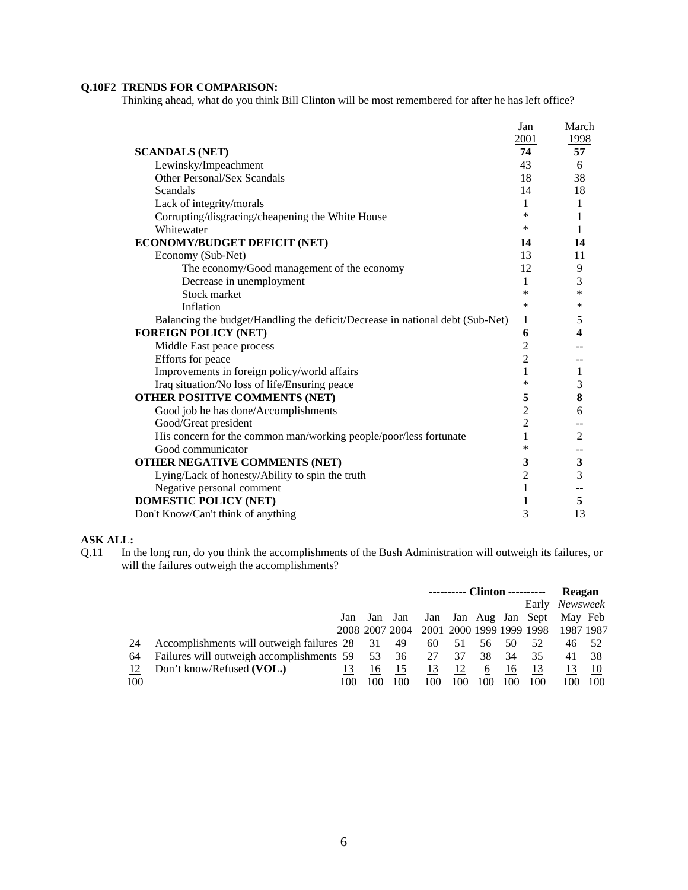**Q.10F2 TRENDS FOR COMPARISON:**
Thinking ahead, what do you think Bill Clinton will be most remembered for after he has left office?

| | Jan 2001 | March 1998 |
|---|---|---|
| **SCANDALS (NET)** | **74** | **57** |
| Lewinsky/Impeachment | 43 | 6 |
| Other Personal/Sex Scandals | 18 | 38 |
| Scandals | 14 | 18 |
| Lack of integrity/morals | 1 | 1 |
| Corrupting/disgracing/cheapening the White House | * | 1 |
| Whitewater | * | 1 |
| **ECONOMY/BUDGET DEFICIT (NET)** | **14** | **14** |
| Economy (Sub-Net) | 13 | 11 |
| The economy/Good management of the economy | 12 | 9 |
| Decrease in unemployment | 1 | 3 |
| Stock market | * | * |
| Inflation | * | * |
| Balancing the budget/Handling the deficit/Decrease in national debt (Sub-Net) | 1 | 5 |
| **FOREIGN POLICY (NET)** | **6** | **4** |
| Middle East peace process | 2 | -- |
| Efforts for peace | 2 | -- |
| Improvements in foreign policy/world affairs | 1 | 1 |
| Iraq situation/No loss of life/Ensuring peace | * | 3 |
| **OTHER POSITIVE COMMENTS (NET)** | **5** | **8** |
| Good job he has done/Accomplishments | 2 | 6 |
| Good/Great president | 2 | -- |
| His concern for the common man/working people/poor/less fortunate | 1 | 2 |
| Good communicator | * | -- |
| **OTHER NEGATIVE COMMENTS (NET)** | **3** | **3** |
| Lying/Lack of honesty/Ability to spin the truth | 2 | 3 |
| Negative personal comment | 1 | -- |
| **DOMESTIC POLICY (NET)** | **1** | **5** |
| Don't Know/Can't think of anything | 3 | 13 |

**ASK ALL:**

Q.11 In the long run, do you think the accomplishments of the Bush Administration will outweigh its failures, or will the failures outweigh the accomplishments?

| | | | | | ---------- **Clinton** ---------- | | | | | **Reagan** | |
|---|---|---|---|---|---|---|---|---|---|---|---|
| | | | | | | | | | Early | *Newsweek* | |
| | | Jan 2008 | Jan 2007 | Jan 2004 | Jan 2001 | Jan 2000 | Aug 1999 | Jan 1999 | Sept 1998 | May 1987 | Feb 1987 |
| 24 | Accomplishments will outweigh failures | 28 | 31 | 49 | 60 | 51 | 56 | 50 | 52 | 46 | 52 |
| 64 | Failures will outweigh accomplishments | 59 | 53 | 36 | 27 | 37 | 38 | 34 | 35 | 41 | 38 |
| 12 | Don't know/Refused **(VOL.)** | 13 | 16 | 15 | 13 | 12 | 6 | 16 | 13 | 13 | 10 |
| 100 | | 100 | 100 | 100 | 100 | 100 | 100 | 100 | 100 | 100 | 100 |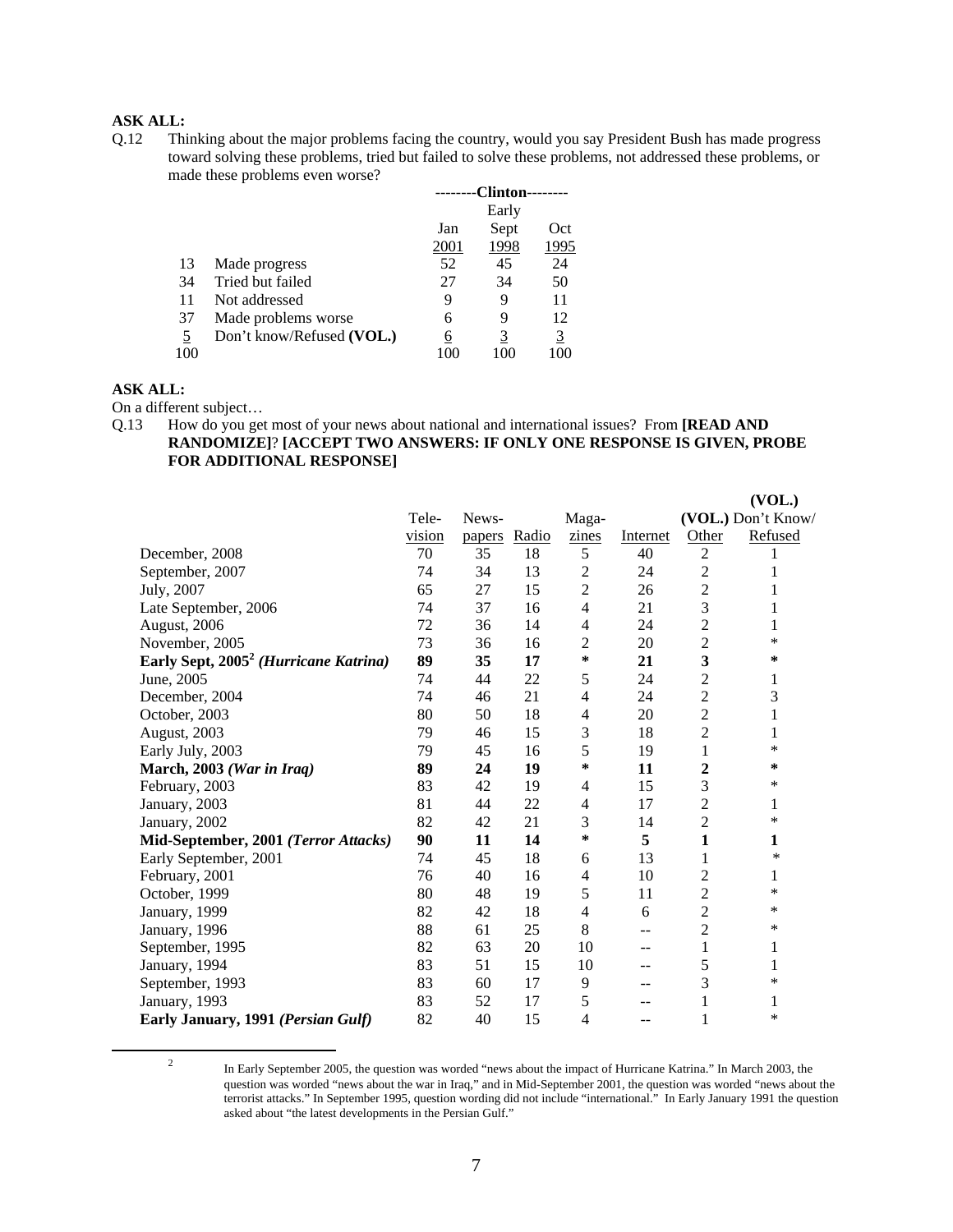**ASK ALL:**

Q.12 Thinking about the major problems facing the country, would you say President Bush has made progress toward solving these problems, tried but failed to solve these problems, not addressed these problems, or made these problems even worse?

| | | --------Clinton-------- | | |
|---|---|---|---|---|
| | | Jan 2001 | Early Sept 1998 | Oct 1995 |
| 13 | Made progress | 52 | 45 | 24 |
| 34 | Tried but failed | 27 | 34 | 50 |
| 11 | Not addressed | 9 | 9 | 11 |
| 37 | Made problems worse | 6 | 9 | 12 |
| 5 | Don't know/Refused **(VOL.)** | 6 | 3 | 3 |
| 100 | | 100 | 100 | 100 |

**ASK ALL:**

On a different subject…

Q.13 How do you get most of your news about national and international issues? From **[READ AND RANDOMIZE]**? **[ACCEPT TWO ANSWERS: IF ONLY ONE RESPONSE IS GIVEN, PROBE FOR ADDITIONAL RESPONSE]**

| | Television | Newspapers | Radio | Magazines | Internet | **(VOL.)** Other | **(VOL.)** Don't Know/ Refused |
|---|---|---|---|---|---|---|---|
| December, 2008 | 70 | 35 | 18 | 5 | 40 | 2 | 1 |
| September, 2007 | 74 | 34 | 13 | 2 | 24 | 2 | 1 |
| July, 2007 | 65 | 27 | 15 | 2 | 26 | 2 | 1 |
| Late September, 2006 | 74 | 37 | 16 | 4 | 21 | 3 | 1 |
| August, 2006 | 72 | 36 | 14 | 4 | 24 | 2 | 1 |
| November, 2005 | 73 | 36 | 16 | 2 | 20 | 2 | * |
| **Early Sept, 2005[2] *(Hurricane Katrina)*** | **89** | **35** | **17** | **\*** | **21** | **3** | **\*** |
| June, 2005 | 74 | 44 | 22 | 5 | 24 | 2 | 1 |
| December, 2004 | 74 | 46 | 21 | 4 | 24 | 2 | 3 |
| October, 2003 | 80 | 50 | 18 | 4 | 20 | 2 | 1 |
| August, 2003 | 79 | 46 | 15 | 3 | 18 | 2 | 1 |
| Early July, 2003 | 79 | 45 | 16 | 5 | 19 | 1 | * |
| **March, 2003 *(War in Iraq)*** | **89** | **24** | **19** | **\*** | **11** | **2** | **\*** |
| February, 2003 | 83 | 42 | 19 | 4 | 15 | 3 | * |
| January, 2003 | 81 | 44 | 22 | 4 | 17 | 2 | 1 |
| January, 2002 | 82 | 42 | 21 | 3 | 14 | 2 | * |
| **Mid-September, 2001 *(Terror Attacks)*** | **90** | **11** | **14** | **\*** | **5** | **1** | **1** |
| Early September, 2001 | 74 | 45 | 18 | 6 | 13 | 1 | * |
| February, 2001 | 76 | 40 | 16 | 4 | 10 | 2 | 1 |
| October, 1999 | 80 | 48 | 19 | 5 | 11 | 2 | * |
| January, 1999 | 82 | 42 | 18 | 4 | 6 | 2 | * |
| January, 1996 | 88 | 61 | 25 | 8 | -- | 2 | * |
| September, 1995 | 82 | 63 | 20 | 10 | -- | 1 | 1 |
| January, 1994 | 83 | 51 | 15 | 10 | -- | 5 | 1 |
| September, 1993 | 83 | 60 | 17 | 9 | -- | 3 | * |
| January, 1993 | 83 | 52 | 17 | 5 | -- | 1 | 1 |
| **Early January, 1991 *(Persian Gulf)*** | 82 | 40 | 15 | 4 | -- | 1 | * |

[2] In Early September 2005, the question was worded "news about the impact of Hurricane Katrina." In March 2003, the question was worded "news about the war in Iraq," and in Mid-September 2001, the question was worded "news about the terrorist attacks." In September 1995, question wording did not include "international." In Early January 1991 the question asked about "the latest developments in the Persian Gulf."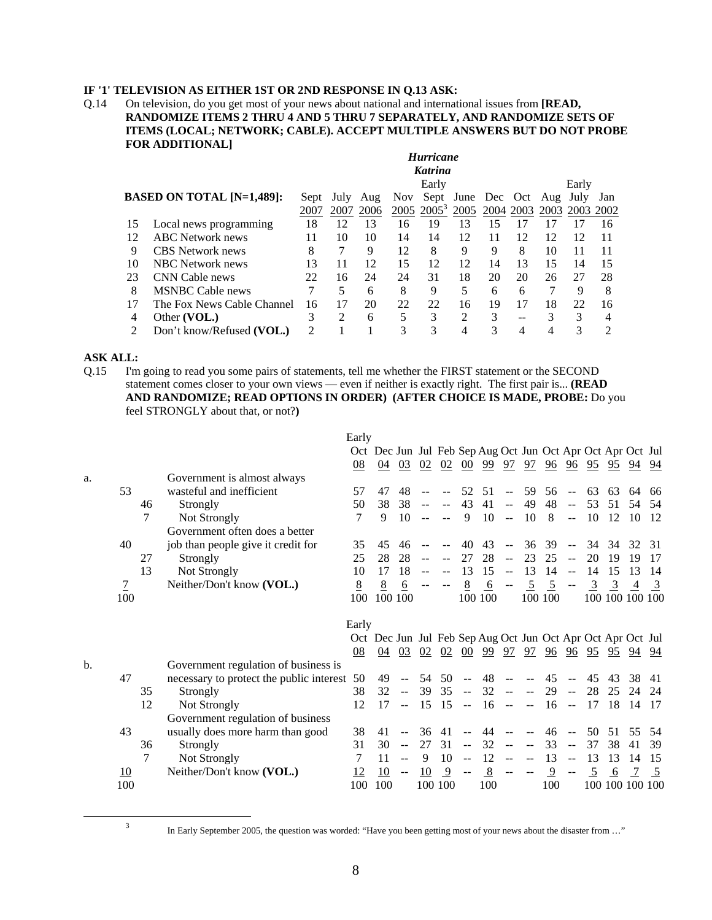**IF '1' TELEVISION AS EITHER 1ST OR 2ND RESPONSE IN Q.13 ASK:**

Q.14 On television, do you get most of your news about national and international issues from **[READ, RANDOMIZE ITEMS 2 THRU 4 AND 5 THRU 7 SEPARATELY, AND RANDOMIZE SETS OF ITEMS (LOCAL; NETWORK; CABLE). ACCEPT MULTIPLE ANSWERS BUT DO NOT PROBE FOR ADDITIONAL]**

| | **BASED ON TOTAL [N=1,489]:** | Sept 2007 | July 2007 | Aug 2006 | Nov 2005 | ***Hurricane Katrina*** Early Sept 2005[3] | June 2005 | Dec 2004 | Oct 2003 | Aug 2003 | Early July 2003 | Jan 2002 |
|---|---|---|---|---|---|---|---|---|---|---|---|---|
| 15 | Local news programming | 18 | 12 | 13 | 16 | 19 | 13 | 15 | 17 | 17 | 17 | 16 |
| 12 | ABC Network news | 11 | 10 | 10 | 14 | 14 | 12 | 11 | 12 | 12 | 12 | 11 |
| 9 | CBS Network news | 8 | 7 | 9 | 12 | 8 | 9 | 9 | 8 | 10 | 11 | 11 |
| 10 | NBC Network news | 13 | 11 | 12 | 15 | 12 | 12 | 14 | 13 | 15 | 14 | 15 |
| 23 | CNN Cable news | 22 | 16 | 24 | 24 | 31 | 18 | 20 | 20 | 26 | 27 | 28 |
| 8 | MSNBC Cable news | 7 | 5 | 6 | 8 | 9 | 5 | 6 | 6 | 7 | 9 | 8 |
| 17 | The Fox News Cable Channel | 16 | 17 | 20 | 22 | 22 | 16 | 19 | 17 | 18 | 22 | 16 |
| 4 | Other **(VOL.)** | 3 | 2 | 6 | 5 | 3 | 2 | 3 | -- | 3 | 3 | 4 |
| 2 | Don't know/Refused **(VOL.)** | 2 | 1 | 1 | 3 | 3 | 4 | 3 | 4 | 4 | 3 | 2 |

**ASK ALL:**

Q.15 I'm going to read you some pairs of statements, tell me whether the FIRST statement or the SECOND statement comes closer to your own views — even if neither is exactly right. The first pair is... **(READ AND RANDOMIZE; READ OPTIONS IN ORDER) (AFTER CHOICE IS MADE, PROBE:** Do you feel STRONGLY about that, or not?**)**

| | | | | Early Oct 08 | Dec 04 | Jun 03 | Jul 02 | Feb 02 | Sep 00 | Aug 99 | Oct 97 | Jun 97 | Oct 96 | Apr 96 | Oct 95 | Apr 95 | Oct 94 | Jul 94 |
|---|---|---|---|---|---|---|---|---|---|---|---|---|---|---|---|---|---|---|
| a. | | | Government is almost always wasteful and inefficient | | | | | | | | | | | | | | | |
| | 53 | | | 57 | 47 | 48 | -- | -- | 52 | 51 | -- | 59 | 56 | -- | 63 | 63 | 64 | 66 |
| | | 46 | Strongly | 50 | 38 | 38 | -- | -- | 43 | 41 | -- | 49 | 48 | -- | 53 | 51 | 54 | 54 |
| | | 7 | Not Strongly | 7 | 9 | 10 | -- | -- | 9 | 10 | -- | 10 | 8 | -- | 10 | 12 | 10 | 12 |
| | | | Government often does a better job than people give it credit for | | | | | | | | | | | | | | | |
| | 40 | | | 35 | 45 | 46 | -- | -- | 40 | 43 | -- | 36 | 39 | -- | 34 | 34 | 32 | 31 |
| | | 27 | Strongly | 25 | 28 | 28 | -- | -- | 27 | 28 | -- | 23 | 25 | -- | 20 | 19 | 19 | 17 |
| | | 13 | Not Strongly | 10 | 17 | 18 | -- | -- | 13 | 15 | -- | 13 | 14 | -- | 14 | 15 | 13 | 14 |
| | 7 | | Neither/Don't know **(VOL.)** | 8 | 8 | 6 | -- | -- | 8 | 6 | -- | 5 | 5 | -- | 3 | 3 | 4 | 3 |
| | 100 | | | 100 | 100 | 100 | | | 100 | 100 | | 100 | 100 | | 100 | 100 | 100 | 100 |

| | | | | Early Oct 08 | Dec 04 | Jun 03 | Jul 02 | Feb 02 | Sep 00 | Aug 99 | Oct 97 | Jun 97 | Oct 96 | Apr 96 | Oct 95 | Apr 95 | Oct 94 | Jul 94 |
|---|---|---|---|---|---|---|---|---|---|---|---|---|---|---|---|---|---|---|
| b. | | | Government regulation of business is necessary to protect the public interest | | | | | | | | | | | | | | | |
| | 47 | | | 50 | 49 | -- | 54 | 50 | -- | 48 | -- | -- | 45 | -- | 45 | 43 | 38 | 41 |
| | | 35 | Strongly | 38 | 32 | -- | 39 | 35 | -- | 32 | -- | -- | 29 | -- | 28 | 25 | 24 | 24 |
| | | 12 | Not Strongly | 12 | 17 | -- | 15 | 15 | -- | 16 | -- | -- | 16 | -- | 17 | 18 | 14 | 17 |
| | | | Government regulation of business usually does more harm than good | | | | | | | | | | | | | | | |
| | 43 | | | 38 | 41 | -- | 36 | 41 | -- | 44 | -- | -- | 46 | -- | 50 | 51 | 55 | 54 |
| | | 36 | Strongly | 31 | 30 | -- | 27 | 31 | -- | 32 | -- | -- | 33 | -- | 37 | 38 | 41 | 39 |
| | | 7 | Not Strongly | 7 | 11 | -- | 9 | 10 | -- | 12 | -- | -- | 13 | -- | 13 | 13 | 14 | 15 |
| | 10 | | Neither/Don't know **(VOL.)** | 12 | 10 | -- | 10 | 9 | -- | 8 | -- | -- | 9 | -- | 5 | 6 | 7 | 5 |
| | 100 | | | 100 | 100 | | 100 | 100 | | 100 | | | 100 | | 100 | 100 | 100 | 100 |

[3] In Early September 2005, the question was worded: "Have you been getting most of your news about the disaster from …"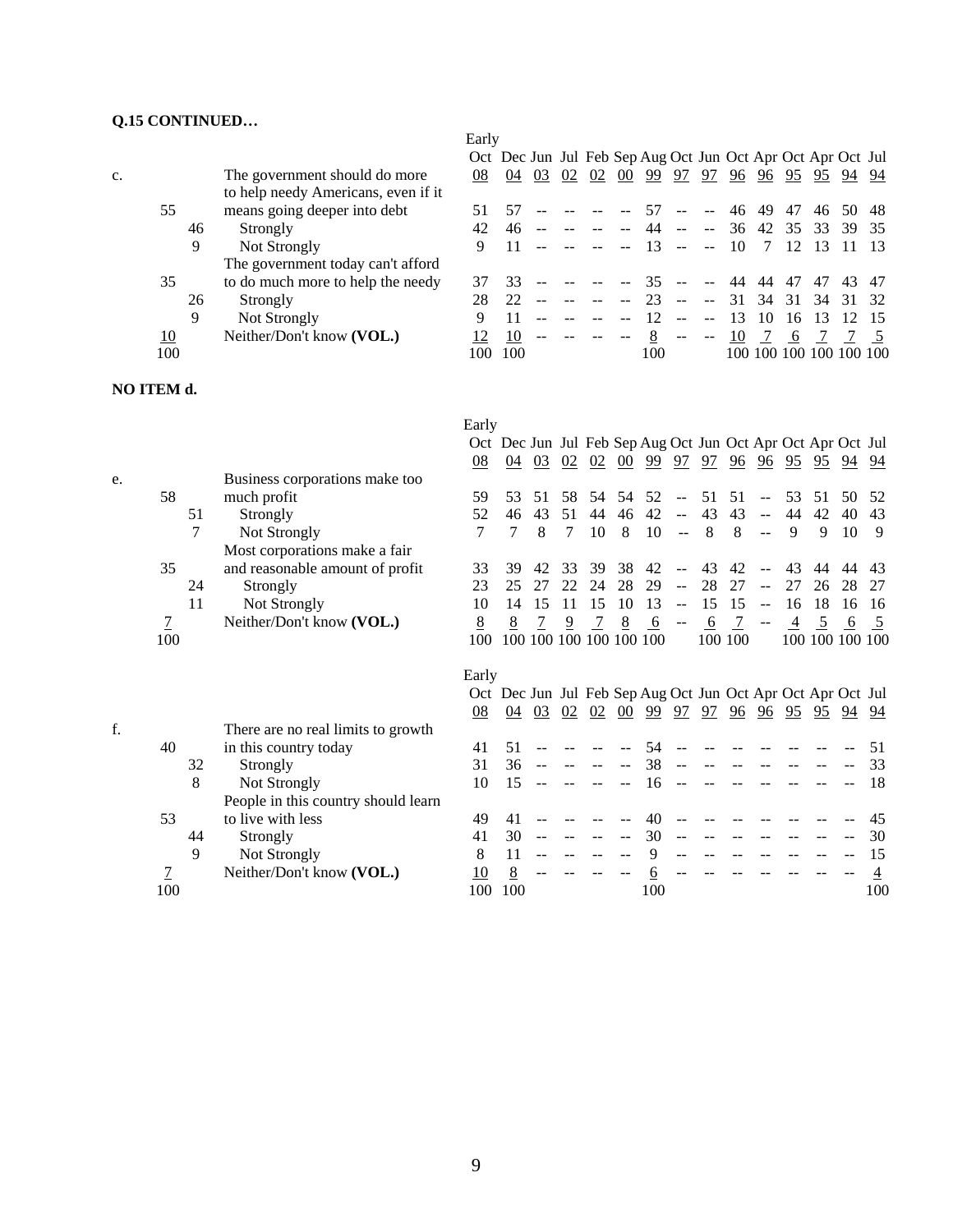**Q.15 CONTINUED…**

| | | | | Early Oct 08 | Dec 04 | Jun 03 | Jul 02 | Feb 02 | Sep 00 | Aug 99 | Oct 97 | Jun 97 | Oct 96 | Apr 96 | Oct 95 | Apr 95 | Oct 94 | Jul 94 |
|---|---|---|---|---|---|---|---|---|---|---|---|---|---|---|---|---|---|---|
| c. | | | The government should do more to help needy Americans, even if it means going deeper into debt | | | | | | | | | | | | | | | |
| | 55 | | | 51 | 57 | -- | -- | -- | -- | 57 | -- | -- | 46 | 49 | 47 | 46 | 50 | 48 |
| | | 46 | Strongly | 42 | 46 | -- | -- | -- | -- | 44 | -- | -- | 36 | 42 | 35 | 33 | 39 | 35 |
| | | 9 | Not Strongly | 9 | 11 | -- | -- | -- | -- | 13 | -- | -- | 10 | 7 | 12 | 13 | 11 | 13 |
| | | | The government today can't afford to do much more to help the needy | | | | | | | | | | | | | | | |
| | 35 | | | 37 | 33 | -- | -- | -- | -- | 35 | -- | -- | 44 | 44 | 47 | 47 | 43 | 47 |
| | | 26 | Strongly | 28 | 22 | -- | -- | -- | -- | 23 | -- | -- | 31 | 34 | 31 | 34 | 31 | 32 |
| | | 9 | Not Strongly | 9 | 11 | -- | -- | -- | -- | 12 | -- | -- | 13 | 10 | 16 | 13 | 12 | 15 |
| | 10 | | Neither/Don't know **(VOL.)** | 12 | 10 | -- | -- | -- | -- | 8 | -- | -- | 10 | 7 | 6 | 7 | 7 | 5 |
| | 100 | | | 100 | 100 | | | | | 100 | | | 100 | 100 | 100 | 100 | 100 | 100 |

**NO ITEM d.**

| | | | | Early Oct 08 | Dec 04 | Jun 03 | Jul 02 | Feb 02 | Sep 00 | Aug 99 | Oct 97 | Jun 97 | Oct 96 | Apr 96 | Oct 95 | Apr 95 | Oct 94 | Jul 94 |
|---|---|---|---|---|---|---|---|---|---|---|---|---|---|---|---|---|---|---|
| e. | | | Business corporations make too much profit | | | | | | | | | | | | | | | |
| | 58 | | | 59 | 53 | 51 | 58 | 54 | 54 | 52 | -- | 51 | 51 | -- | 53 | 51 | 50 | 52 |
| | | 51 | Strongly | 52 | 46 | 43 | 51 | 44 | 46 | 42 | -- | 43 | 43 | -- | 44 | 42 | 40 | 43 |
| | | 7 | Not Strongly | 7 | 7 | 8 | 7 | 10 | 8 | 10 | -- | 8 | 8 | -- | 9 | 9 | 10 | 9 |
| | | | Most corporations make a fair and reasonable amount of profit | | | | | | | | | | | | | | | |
| | 35 | | | 33 | 39 | 42 | 33 | 39 | 38 | 42 | -- | 43 | 42 | -- | 43 | 44 | 44 | 43 |
| | | 24 | Strongly | 23 | 25 | 27 | 22 | 24 | 28 | 29 | -- | 28 | 27 | -- | 27 | 26 | 28 | 27 |
| | | 11 | Not Strongly | 10 | 14 | 15 | 11 | 15 | 10 | 13 | -- | 15 | 15 | -- | 16 | 18 | 16 | 16 |
| | 7 | | Neither/Don't know **(VOL.)** | 8 | 8 | 7 | 9 | 7 | 8 | 6 | -- | 6 | 7 | -- | 4 | 5 | 6 | 5 |
| | 100 | | | 100 | 100 | 100 | 100 | 100 | 100 | 100 | | 100 | 100 | | 100 | 100 | 100 | 100 |

| | | | | Early Oct 08 | Dec 04 | Jun 03 | Jul 02 | Feb 02 | Sep 00 | Aug 99 | Oct 97 | Jun 97 | Oct 96 | Apr 96 | Oct 95 | Apr 95 | Oct 94 | Jul 94 |
|---|---|---|---|---|---|---|---|---|---|---|---|---|---|---|---|---|---|---|
| f. | | | There are no real limits to growth in this country today | | | | | | | | | | | | | | | |
| | 40 | | | 41 | 51 | -- | -- | -- | -- | 54 | -- | -- | -- | -- | -- | -- | -- | 51 |
| | | 32 | Strongly | 31 | 36 | -- | -- | -- | -- | 38 | -- | -- | -- | -- | -- | -- | -- | 33 |
| | | 8 | Not Strongly | 10 | 15 | -- | -- | -- | -- | 16 | -- | -- | -- | -- | -- | -- | -- | 18 |
| | | | People in this country should learn to live with less | | | | | | | | | | | | | | | |
| | 53 | | | 49 | 41 | -- | -- | -- | -- | 40 | -- | -- | -- | -- | -- | -- | -- | 45 |
| | | 44 | Strongly | 41 | 30 | -- | -- | -- | -- | 30 | -- | -- | -- | -- | -- | -- | -- | 30 |
| | | 9 | Not Strongly | 8 | 11 | -- | -- | -- | -- | 9 | -- | -- | -- | -- | -- | -- | -- | 15 |
| | 7 | | Neither/Don't know **(VOL.)** | 10 | 8 | -- | -- | -- | -- | 6 | -- | -- | -- | -- | -- | -- | -- | 4 |
| | 100 | | | 100 | 100 | | | | | 100 | | | | | | | | 100 |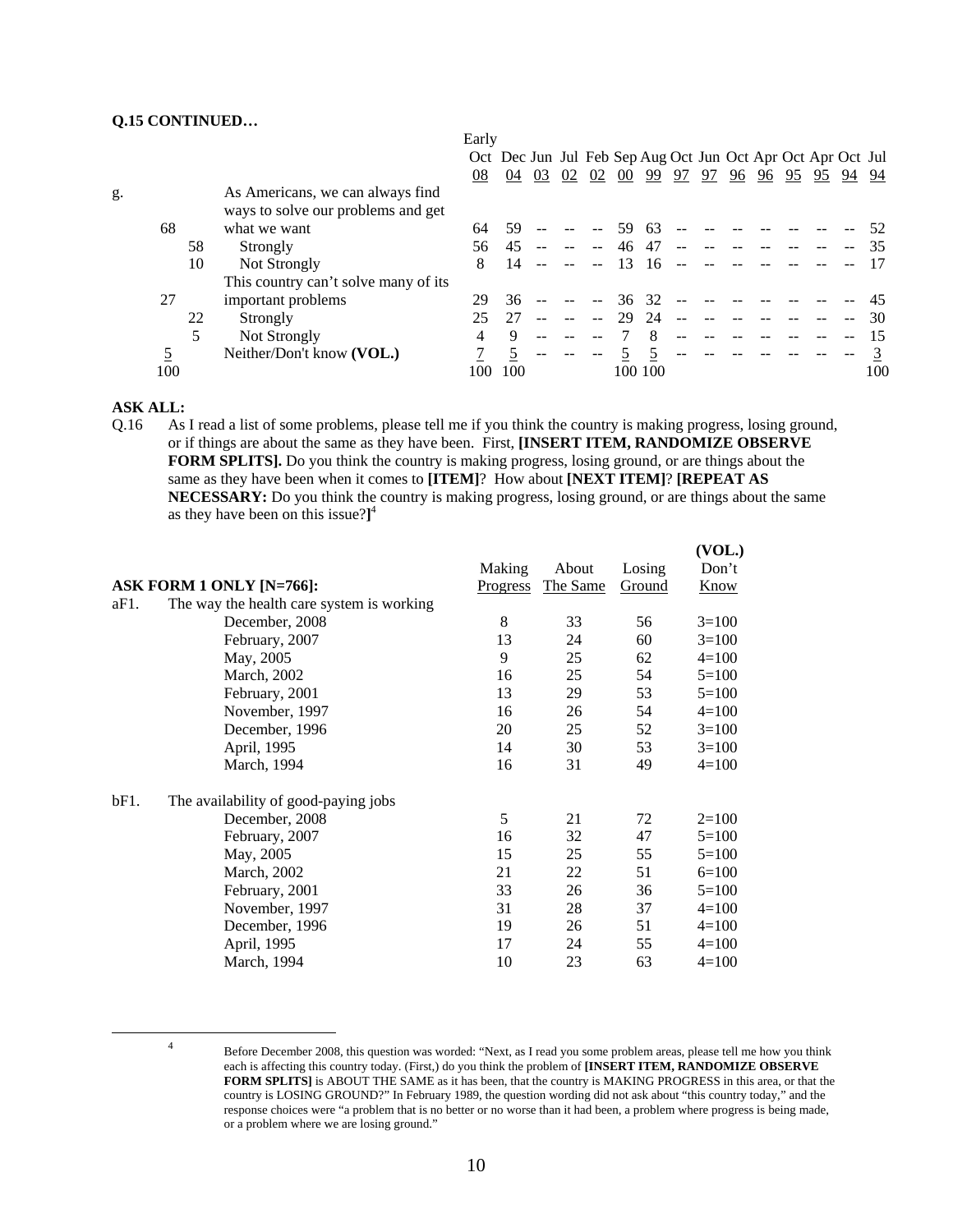**Q.15 CONTINUED…**

| | | | | Early Oct 08 | Dec 04 | Jun 03 | Jul 02 | Feb 02 | Sep 00 | Aug 99 | Oct 97 | Jun 97 | Oct 96 | Apr 96 | Oct 95 | Apr 95 | Oct 94 | Jul 94 |
|---|---|---|---|---|---|---|---|---|---|---|---|---|---|---|---|---|---|---|
| g. | | | As Americans, we can always find ways to solve our problems and get | | | | | | | | | | | | | | | |
| | 68 | | what we want | 64 | 59 | -- | -- | -- | 59 | 63 | -- | -- | -- | -- | -- | -- | -- | 52 |
| | | 58 | Strongly | 56 | 45 | -- | -- | -- | 46 | 47 | -- | -- | -- | -- | -- | -- | -- | 35 |
| | | 10 | Not Strongly | 8 | 14 | -- | -- | -- | 13 | 16 | -- | -- | -- | -- | -- | -- | -- | 17 |
| | | | This country can't solve many of its | | | | | | | | | | | | | | | |
| | 27 | | important problems | 29 | 36 | -- | -- | -- | 36 | 32 | -- | -- | -- | -- | -- | -- | -- | 45 |
| | | 22 | Strongly | 25 | 27 | -- | -- | -- | 29 | 24 | -- | -- | -- | -- | -- | -- | -- | 30 |
| | | 5 | Not Strongly | 4 | 9 | -- | -- | -- | 7 | 8 | -- | -- | -- | -- | -- | -- | -- | 15 |
| | 5 | | Neither/Don't know **(VOL.)** | 7 | 5 | -- | -- | -- | 5 | 5 | -- | -- | -- | -- | -- | -- | -- | 3 |
| | 100 | | | 100 | 100 | | | | 100 | 100 | | | | | | | | 100 |

**ASK ALL:**

Q.16 As I read a list of some problems, please tell me if you think the country is making progress, losing ground, or if things are about the same as they have been. First, **[INSERT ITEM, RANDOMIZE OBSERVE FORM SPLITS].** Do you think the country is making progress, losing ground, or are things about the same as they have been when it comes to **[ITEM]**? How about **[NEXT ITEM]**? **[REPEAT AS NECESSARY:** Do you think the country is making progress, losing ground, or are things about the same as they have been on this issue?**]**[4]

| **ASK FORM 1 ONLY [N=766]:** | | Making Progress | About The Same | Losing Ground | (VOL.) Don't Know |
|---|---|---|---|---|---|
| aF1. | The way the health care system is working | | | | |
| | December, 2008 | 8 | 33 | 56 | 3=100 |
| | February, 2007 | 13 | 24 | 60 | 3=100 |
| | May, 2005 | 9 | 25 | 62 | 4=100 |
| | March, 2002 | 16 | 25 | 54 | 5=100 |
| | February, 2001 | 13 | 29 | 53 | 5=100 |
| | November, 1997 | 16 | 26 | 54 | 4=100 |
| | December, 1996 | 20 | 25 | 52 | 3=100 |
| | April, 1995 | 14 | 30 | 53 | 3=100 |
| | March, 1994 | 16 | 31 | 49 | 4=100 |
| bF1. | The availability of good-paying jobs | | | | |
| | December, 2008 | 5 | 21 | 72 | 2=100 |
| | February, 2007 | 16 | 32 | 47 | 5=100 |
| | May, 2005 | 15 | 25 | 55 | 5=100 |
| | March, 2002 | 21 | 22 | 51 | 6=100 |
| | February, 2001 | 33 | 26 | 36 | 5=100 |
| | November, 1997 | 31 | 28 | 37 | 4=100 |
| | December, 1996 | 19 | 26 | 51 | 4=100 |
| | April, 1995 | 17 | 24 | 55 | 4=100 |
| | March, 1994 | 10 | 23 | 63 | 4=100 |

[4] Before December 2008, this question was worded: "Next, as I read you some problem areas, please tell me how you think each is affecting this country today. (First,) do you think the problem of **[INSERT ITEM, RANDOMIZE OBSERVE FORM SPLITS]** is ABOUT THE SAME as it has been, that the country is MAKING PROGRESS in this area, or that the country is LOSING GROUND?" In February 1989, the question wording did not ask about "this country today," and the response choices were "a problem that is no better or no worse than it had been, a problem where progress is being made, or a problem where we are losing ground."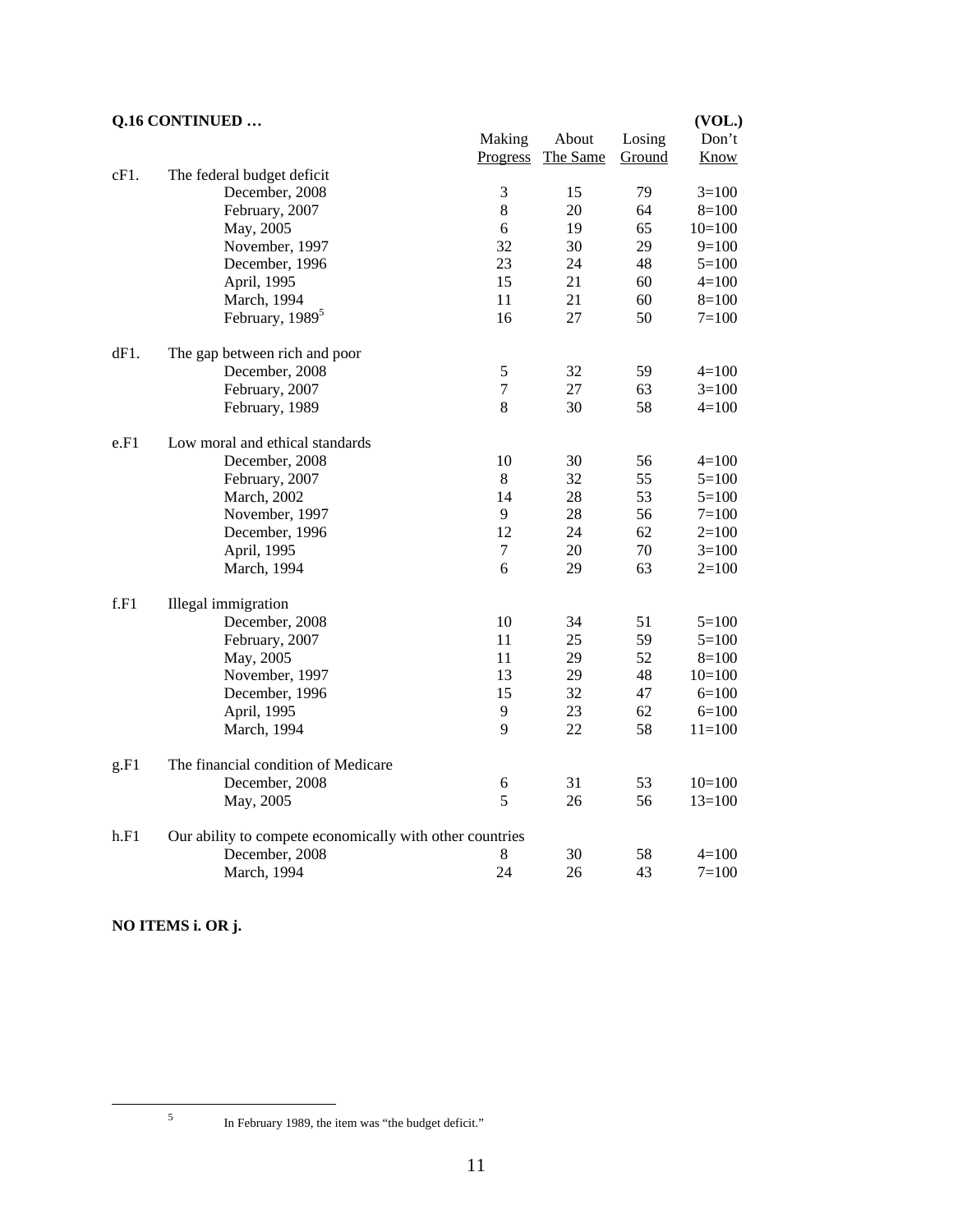**Q.16 CONTINUED …**

| | | Making Progress | About The Same | Losing Ground | (VOL.) Don't Know |
|---|---|---|---|---|---|
| cF1. | The federal budget deficit | | | | |
| | December, 2008 | 3 | 15 | 79 | 3=100 |
| | February, 2007 | 8 | 20 | 64 | 8=100 |
| | May, 2005 | 6 | 19 | 65 | 10=100 |
| | November, 1997 | 32 | 30 | 29 | 9=100 |
| | December, 1996 | 23 | 24 | 48 | 5=100 |
| | April, 1995 | 15 | 21 | 60 | 4=100 |
| | March, 1994 | 11 | 21 | 60 | 8=100 |
| | February, 1989[5] | 16 | 27 | 50 | 7=100 |
| dF1. | The gap between rich and poor | | | | |
| | December, 2008 | 5 | 32 | 59 | 4=100 |
| | February, 2007 | 7 | 27 | 63 | 3=100 |
| | February, 1989 | 8 | 30 | 58 | 4=100 |
| e.F1 | Low moral and ethical standards | | | | |
| | December, 2008 | 10 | 30 | 56 | 4=100 |
| | February, 2007 | 8 | 32 | 55 | 5=100 |
| | March, 2002 | 14 | 28 | 53 | 5=100 |
| | November, 1997 | 9 | 28 | 56 | 7=100 |
| | December, 1996 | 12 | 24 | 62 | 2=100 |
| | April, 1995 | 7 | 20 | 70 | 3=100 |
| | March, 1994 | 6 | 29 | 63 | 2=100 |
| f.F1 | Illegal immigration | | | | |
| | December, 2008 | 10 | 34 | 51 | 5=100 |
| | February, 2007 | 11 | 25 | 59 | 5=100 |
| | May, 2005 | 11 | 29 | 52 | 8=100 |
| | November, 1997 | 13 | 29 | 48 | 10=100 |
| | December, 1996 | 15 | 32 | 47 | 6=100 |
| | April, 1995 | 9 | 23 | 62 | 6=100 |
| | March, 1994 | 9 | 22 | 58 | 11=100 |
| g.F1 | The financial condition of Medicare | | | | |
| | December, 2008 | 6 | 31 | 53 | 10=100 |
| | May, 2005 | 5 | 26 | 56 | 13=100 |
| h.F1 | Our ability to compete economically with other countries | | | | |
| | December, 2008 | 8 | 30 | 58 | 4=100 |
| | March, 1994 | 24 | 26 | 43 | 7=100 |

**NO ITEMS i. OR j.**

[5] In February 1989, the item was "the budget deficit."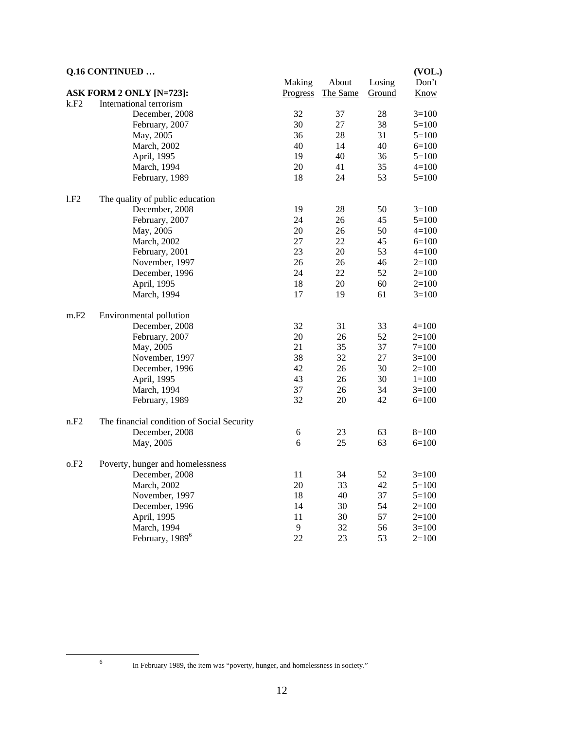**Q.16 CONTINUED …**

| **ASK FORM 2 ONLY [N=723]:** | | Making Progress | About The Same | Losing Ground | (VOL.) Don't Know |
|---|---|---|---|---|---|
| k.F2 | International terrorism | | | | |
| | December, 2008 | 32 | 37 | 28 | 3=100 |
| | February, 2007 | 30 | 27 | 38 | 5=100 |
| | May, 2005 | 36 | 28 | 31 | 5=100 |
| | March, 2002 | 40 | 14 | 40 | 6=100 |
| | April, 1995 | 19 | 40 | 36 | 5=100 |
| | March, 1994 | 20 | 41 | 35 | 4=100 |
| | February, 1989 | 18 | 24 | 53 | 5=100 |
| l.F2 | The quality of public education | | | | |
| | December, 2008 | 19 | 28 | 50 | 3=100 |
| | February, 2007 | 24 | 26 | 45 | 5=100 |
| | May, 2005 | 20 | 26 | 50 | 4=100 |
| | March, 2002 | 27 | 22 | 45 | 6=100 |
| | February, 2001 | 23 | 20 | 53 | 4=100 |
| | November, 1997 | 26 | 26 | 46 | 2=100 |
| | December, 1996 | 24 | 22 | 52 | 2=100 |
| | April, 1995 | 18 | 20 | 60 | 2=100 |
| | March, 1994 | 17 | 19 | 61 | 3=100 |
| m.F2 | Environmental pollution | | | | |
| | December, 2008 | 32 | 31 | 33 | 4=100 |
| | February, 2007 | 20 | 26 | 52 | 2=100 |
| | May, 2005 | 21 | 35 | 37 | 7=100 |
| | November, 1997 | 38 | 32 | 27 | 3=100 |
| | December, 1996 | 42 | 26 | 30 | 2=100 |
| | April, 1995 | 43 | 26 | 30 | 1=100 |
| | March, 1994 | 37 | 26 | 34 | 3=100 |
| | February, 1989 | 32 | 20 | 42 | 6=100 |
| n.F2 | The financial condition of Social Security | | | | |
| | December, 2008 | 6 | 23 | 63 | 8=100 |
| | May, 2005 | 6 | 25 | 63 | 6=100 |
| o.F2 | Poverty, hunger and homelessness | | | | |
| | December, 2008 | 11 | 34 | 52 | 3=100 |
| | March, 2002 | 20 | 33 | 42 | 5=100 |
| | November, 1997 | 18 | 40 | 37 | 5=100 |
| | December, 1996 | 14 | 30 | 54 | 2=100 |
| | April, 1995 | 11 | 30 | 57 | 2=100 |
| | March, 1994 | 9 | 32 | 56 | 3=100 |
| | February, 1989[6] | 22 | 23 | 53 | 2=100 |

[6] In February 1989, the item was "poverty, hunger, and homelessness in society."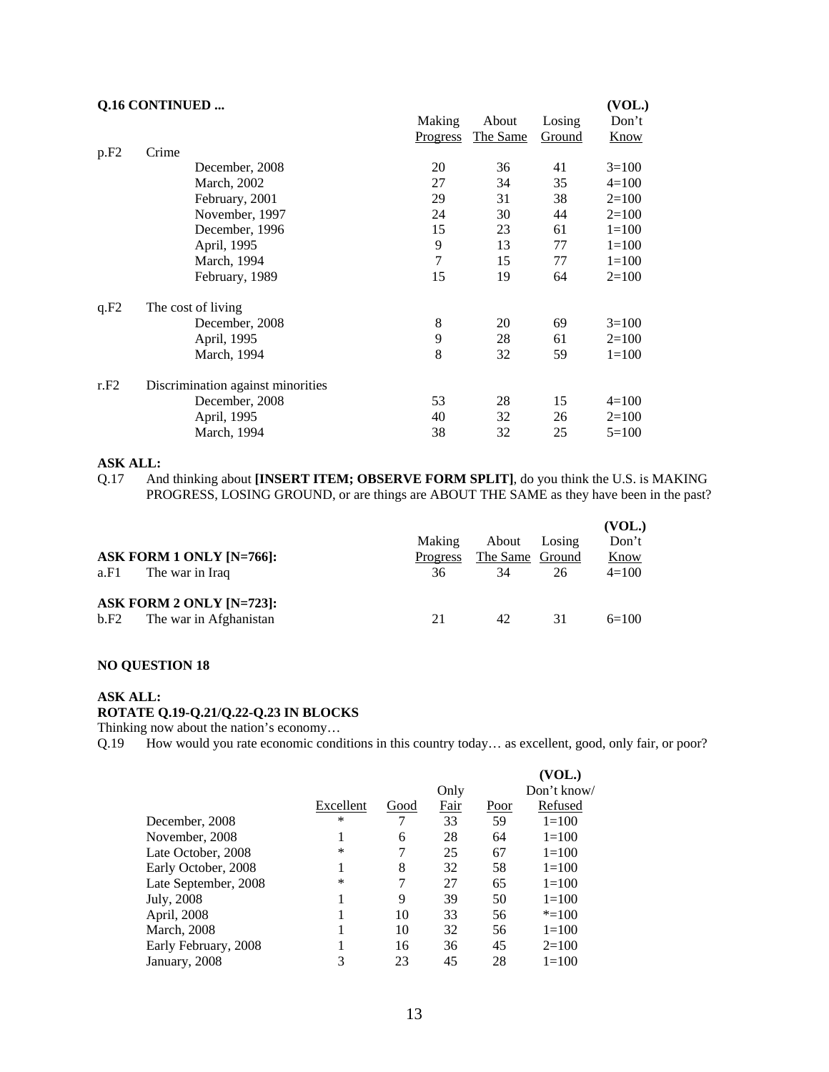**Q.16 CONTINUED ...**

| | | Making Progress | About The Same | Losing Ground | (VOL.) Don't Know |
|---|---|---|---|---|---|
| p.F2 | Crime | | | | |
| | December, 2008 | 20 | 36 | 41 | 3=100 |
| | March, 2002 | 27 | 34 | 35 | 4=100 |
| | February, 2001 | 29 | 31 | 38 | 2=100 |
| | November, 1997 | 24 | 30 | 44 | 2=100 |
| | December, 1996 | 15 | 23 | 61 | 1=100 |
| | April, 1995 | 9 | 13 | 77 | 1=100 |
| | March, 1994 | 7 | 15 | 77 | 1=100 |
| | February, 1989 | 15 | 19 | 64 | 2=100 |
| q.F2 | The cost of living | | | | |
| | December, 2008 | 8 | 20 | 69 | 3=100 |
| | April, 1995 | 9 | 28 | 61 | 2=100 |
| | March, 1994 | 8 | 32 | 59 | 1=100 |
| r.F2 | Discrimination against minorities | | | | |
| | December, 2008 | 53 | 28 | 15 | 4=100 |
| | April, 1995 | 40 | 32 | 26 | 2=100 |
| | March, 1994 | 38 | 32 | 25 | 5=100 |

**ASK ALL:**

Q.17 And thinking about **[INSERT ITEM; OBSERVE FORM SPLIT]**, do you think the U.S. is MAKING PROGRESS, LOSING GROUND, or are things are ABOUT THE SAME as they have been in the past?

| | | Making Progress | About The Same | Losing Ground | (VOL.) Don't Know |
|---|---|---|---|---|---|
| **ASK FORM 1 ONLY [N=766]:** | | | | | |
| a.F1 | The war in Iraq | 36 | 34 | 26 | 4=100 |
| **ASK FORM 2 ONLY [N=723]:** | | | | | |
| b.F2 | The war in Afghanistan | 21 | 42 | 31 | 6=100 |

**NO QUESTION 18**

**ASK ALL:**
**ROTATE Q.19-Q.21/Q.22-Q.23 IN BLOCKS**

Thinking now about the nation's economy…

Q.19 How would you rate economic conditions in this country today… as excellent, good, only fair, or poor?

| | Excellent | Good | Only Fair | Poor | (VOL.) Don't know/ Refused |
|---|---|---|---|---|---|
| December, 2008 | * | 7 | 33 | 59 | 1=100 |
| November, 2008 | 1 | 6 | 28 | 64 | 1=100 |
| Late October, 2008 | * | 7 | 25 | 67 | 1=100 |
| Early October, 2008 | 1 | 8 | 32 | 58 | 1=100 |
| Late September, 2008 | * | 7 | 27 | 65 | 1=100 |
| July, 2008 | 1 | 9 | 39 | 50 | 1=100 |
| April, 2008 | 1 | 10 | 33 | 56 | *=100 |
| March, 2008 | 1 | 10 | 32 | 56 | 1=100 |
| Early February, 2008 | 1 | 16 | 36 | 45 | 2=100 |
| January, 2008 | 3 | 23 | 45 | 28 | 1=100 |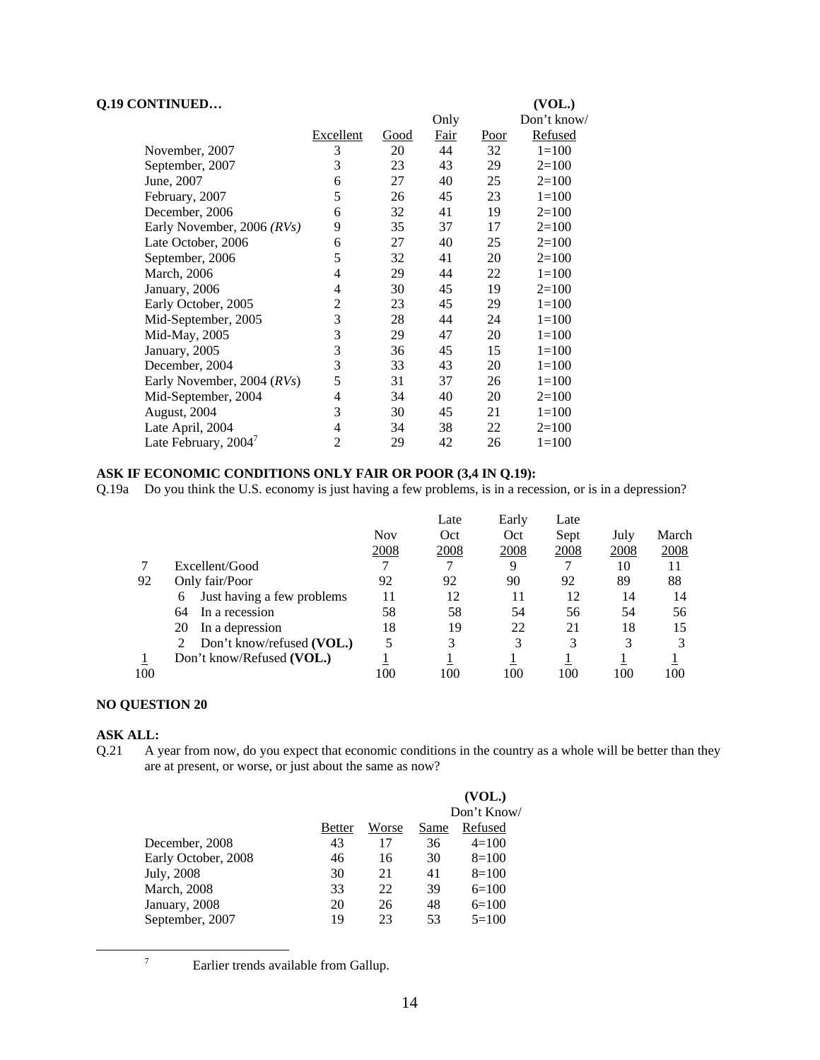**Q.19 CONTINUED…**

| | Excellent | Good | Only Fair | Poor | (VOL.) Don't know/ Refused |
|---|---|---|---|---|---|
| November, 2007 | 3 | 20 | 44 | 32 | 1=100 |
| September, 2007 | 3 | 23 | 43 | 29 | 2=100 |
| June, 2007 | 6 | 27 | 40 | 25 | 2=100 |
| February, 2007 | 5 | 26 | 45 | 23 | 1=100 |
| December, 2006 | 6 | 32 | 41 | 19 | 2=100 |
| Early November, 2006 *(RVs)* | 9 | 35 | 37 | 17 | 2=100 |
| Late October, 2006 | 6 | 27 | 40 | 25 | 2=100 |
| September, 2006 | 5 | 32 | 41 | 20 | 2=100 |
| March, 2006 | 4 | 29 | 44 | 22 | 1=100 |
| January, 2006 | 4 | 30 | 45 | 19 | 2=100 |
| Early October, 2005 | 2 | 23 | 45 | 29 | 1=100 |
| Mid-September, 2005 | 3 | 28 | 44 | 24 | 1=100 |
| Mid-May, 2005 | 3 | 29 | 47 | 20 | 1=100 |
| January, 2005 | 3 | 36 | 45 | 15 | 1=100 |
| December, 2004 | 3 | 33 | 43 | 20 | 1=100 |
| Early November, 2004 (*RVs*) | 5 | 31 | 37 | 26 | 1=100 |
| Mid-September, 2004 | 4 | 34 | 40 | 20 | 2=100 |
| August, 2004 | 3 | 30 | 45 | 21 | 1=100 |
| Late April, 2004 | 4 | 34 | 38 | 22 | 2=100 |
| Late February, 2004[7] | 2 | 29 | 42 | 26 | 1=100 |

**ASK IF ECONOMIC CONDITIONS ONLY FAIR OR POOR (3,4 IN Q.19):**

Q.19a Do you think the U.S. economy is just having a few problems, is in a recession, or is in a depression?

| | | Nov 2008 | Late Oct 2008 | Early Oct 2008 | Late Sept 2008 | July 2008 | March 2008 |
|---|---|---|---|---|---|---|---|
| 7 | Excellent/Good | 7 | 7 | 9 | 7 | 10 | 11 |
| 92 | Only fair/Poor | 92 | 92 | 90 | 92 | 89 | 88 |
| | 6 Just having a few problems | 11 | 12 | 11 | 12 | 14 | 14 |
| | 64 In a recession | 58 | 58 | 54 | 56 | 54 | 56 |
| | 20 In a depression | 18 | 19 | 22 | 21 | 18 | 15 |
| | 2 Don't know/refused **(VOL.)** | 5 | 3 | 3 | 3 | 3 | 3 |
| 1 | Don't know/Refused **(VOL.)** | 1 | 1 | 1 | 1 | 1 | 1 |
| 100 | | 100 | 100 | 100 | 100 | 100 | 100 |

**NO QUESTION 20**

**ASK ALL:**

Q.21 A year from now, do you expect that economic conditions in the country as a whole will be better than they are at present, or worse, or just about the same as now?

| | Better | Worse | Same | (VOL.) Don't Know/ Refused |
|---|---|---|---|---|
| December, 2008 | 43 | 17 | 36 | 4=100 |
| Early October, 2008 | 46 | 16 | 30 | 8=100 |
| July, 2008 | 30 | 21 | 41 | 8=100 |
| March, 2008 | 33 | 22 | 39 | 6=100 |
| January, 2008 | 20 | 26 | 48 | 6=100 |
| September, 2007 | 19 | 23 | 53 | 5=100 |

[7] Earlier trends available from Gallup.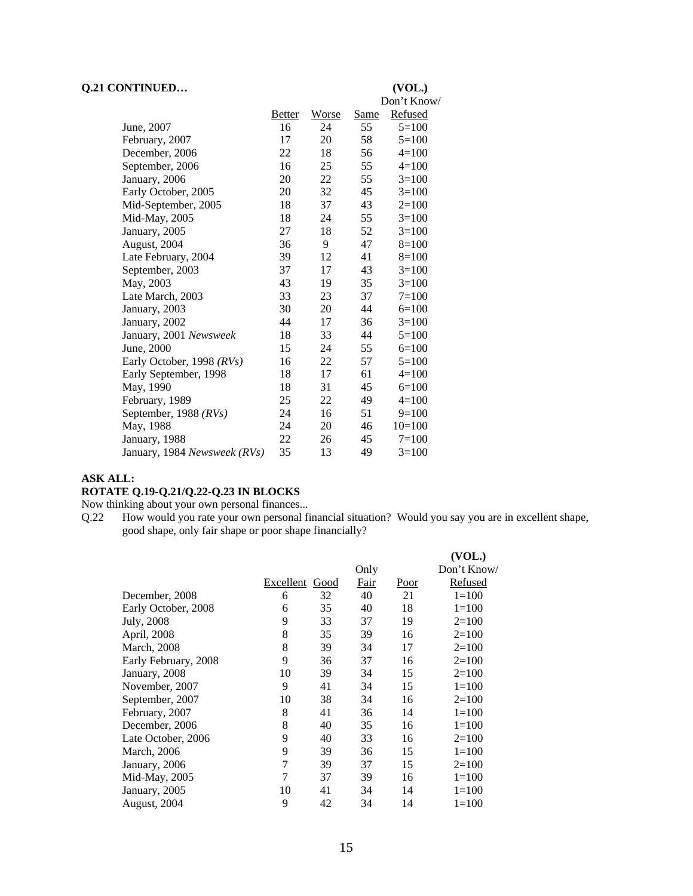**Q.21 CONTINUED…**

| | Better | Worse | Same | (VOL.) Don't Know/ Refused |
|---|---|---|---|---|
| June, 2007 | 16 | 24 | 55 | 5=100 |
| February, 2007 | 17 | 20 | 58 | 5=100 |
| December, 2006 | 22 | 18 | 56 | 4=100 |
| September, 2006 | 16 | 25 | 55 | 4=100 |
| January, 2006 | 20 | 22 | 55 | 3=100 |
| Early October, 2005 | 20 | 32 | 45 | 3=100 |
| Mid-September, 2005 | 18 | 37 | 43 | 2=100 |
| Mid-May, 2005 | 18 | 24 | 55 | 3=100 |
| January, 2005 | 27 | 18 | 52 | 3=100 |
| August, 2004 | 36 | 9 | 47 | 8=100 |
| Late February, 2004 | 39 | 12 | 41 | 8=100 |
| September, 2003 | 37 | 17 | 43 | 3=100 |
| May, 2003 | 43 | 19 | 35 | 3=100 |
| Late March, 2003 | 33 | 23 | 37 | 7=100 |
| January, 2003 | 30 | 20 | 44 | 6=100 |
| January, 2002 | 44 | 17 | 36 | 3=100 |
| January, 2001 *Newsweek* | 18 | 33 | 44 | 5=100 |
| June, 2000 | 15 | 24 | 55 | 6=100 |
| Early October, 1998 *(RVs)* | 16 | 22 | 57 | 5=100 |
| Early September, 1998 | 18 | 17 | 61 | 4=100 |
| May, 1990 | 18 | 31 | 45 | 6=100 |
| February, 1989 | 25 | 22 | 49 | 4=100 |
| September, 1988 *(RVs)* | 24 | 16 | 51 | 9=100 |
| May, 1988 | 24 | 20 | 46 | 10=100 |
| January, 1988 | 22 | 26 | 45 | 7=100 |
| January, 1984 *Newsweek (RVs)* | 35 | 13 | 49 | 3=100 |

**ASK ALL:**
**ROTATE Q.19-Q.21/Q.22-Q.23 IN BLOCKS**

Now thinking about your own personal finances...

Q.22 How would you rate your own personal financial situation? Would you say you are in excellent shape, good shape, only fair shape or poor shape financially?

| | Excellent | Good | Only Fair | Poor | (VOL.) Don't Know/ Refused |
|---|---|---|---|---|---|
| December, 2008 | 6 | 32 | 40 | 21 | 1=100 |
| Early October, 2008 | 6 | 35 | 40 | 18 | 1=100 |
| July, 2008 | 9 | 33 | 37 | 19 | 2=100 |
| April, 2008 | 8 | 35 | 39 | 16 | 2=100 |
| March, 2008 | 8 | 39 | 34 | 17 | 2=100 |
| Early February, 2008 | 9 | 36 | 37 | 16 | 2=100 |
| January, 2008 | 10 | 39 | 34 | 15 | 2=100 |
| November, 2007 | 9 | 41 | 34 | 15 | 1=100 |
| September, 2007 | 10 | 38 | 34 | 16 | 2=100 |
| February, 2007 | 8 | 41 | 36 | 14 | 1=100 |
| December, 2006 | 8 | 40 | 35 | 16 | 1=100 |
| Late October, 2006 | 9 | 40 | 33 | 16 | 2=100 |
| March, 2006 | 9 | 39 | 36 | 15 | 1=100 |
| January, 2006 | 7 | 39 | 37 | 15 | 2=100 |
| Mid-May, 2005 | 7 | 37 | 39 | 16 | 1=100 |
| January, 2005 | 10 | 41 | 34 | 14 | 1=100 |
| August, 2004 | 9 | 42 | 34 | 14 | 1=100 |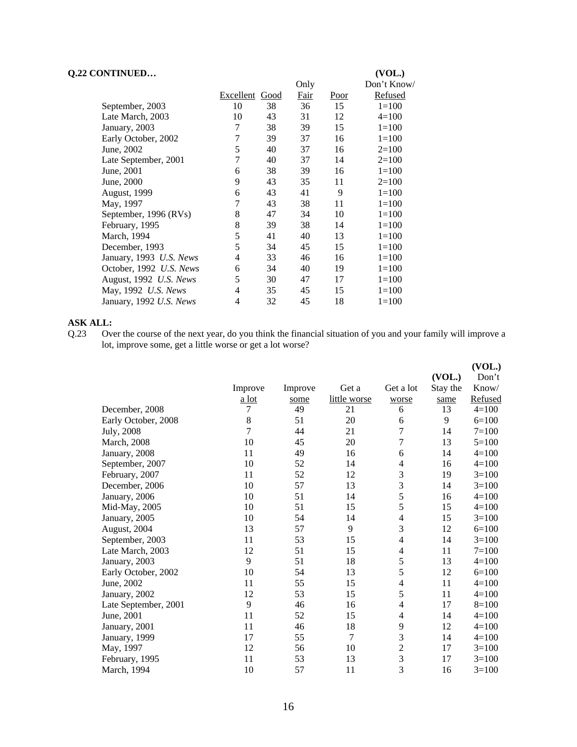**Q.22 CONTINUED…**

| | Excellent | Good | Only Fair | Poor | (VOL.) Don't Know/ Refused |
|---|---|---|---|---|---|
| September, 2003 | 10 | 38 | 36 | 15 | 1=100 |
| Late March, 2003 | 10 | 43 | 31 | 12 | 4=100 |
| January, 2003 | 7 | 38 | 39 | 15 | 1=100 |
| Early October, 2002 | 7 | 39 | 37 | 16 | 1=100 |
| June, 2002 | 5 | 40 | 37 | 16 | 2=100 |
| Late September, 2001 | 7 | 40 | 37 | 14 | 2=100 |
| June, 2001 | 6 | 38 | 39 | 16 | 1=100 |
| June, 2000 | 9 | 43 | 35 | 11 | 2=100 |
| August, 1999 | 6 | 43 | 41 | 9 | 1=100 |
| May, 1997 | 7 | 43 | 38 | 11 | 1=100 |
| September, 1996 (RVs) | 8 | 47 | 34 | 10 | 1=100 |
| February, 1995 | 8 | 39 | 38 | 14 | 1=100 |
| March, 1994 | 5 | 41 | 40 | 13 | 1=100 |
| December, 1993 | 5 | 34 | 45 | 15 | 1=100 |
| January, 1993 *U.S. News* | 4 | 33 | 46 | 16 | 1=100 |
| October, 1992 *U.S. News* | 6 | 34 | 40 | 19 | 1=100 |
| August, 1992 *U.S. News* | 5 | 30 | 47 | 17 | 1=100 |
| May, 1992 *U.S. News* | 4 | 35 | 45 | 15 | 1=100 |
| January, 1992 *U.S. News* | 4 | 32 | 45 | 18 | 1=100 |

**ASK ALL:**

Q.23 Over the course of the next year, do you think the financial situation of you and your family will improve a lot, improve some, get a little worse or get a lot worse?

| | Improve a lot | Improve some | Get a little worse | Get a lot worse | (VOL.) Stay the same | (VOL.) Don't Know/ Refused |
|---|---|---|---|---|---|---|
| December, 2008 | 7 | 49 | 21 | 6 | 13 | 4=100 |
| Early October, 2008 | 8 | 51 | 20 | 6 | 9 | 6=100 |
| July, 2008 | 7 | 44 | 21 | 7 | 14 | 7=100 |
| March, 2008 | 10 | 45 | 20 | 7 | 13 | 5=100 |
| January, 2008 | 11 | 49 | 16 | 6 | 14 | 4=100 |
| September, 2007 | 10 | 52 | 14 | 4 | 16 | 4=100 |
| February, 2007 | 11 | 52 | 12 | 3 | 19 | 3=100 |
| December, 2006 | 10 | 57 | 13 | 3 | 14 | 3=100 |
| January, 2006 | 10 | 51 | 14 | 5 | 16 | 4=100 |
| Mid-May, 2005 | 10 | 51 | 15 | 5 | 15 | 4=100 |
| January, 2005 | 10 | 54 | 14 | 4 | 15 | 3=100 |
| August, 2004 | 13 | 57 | 9 | 3 | 12 | 6=100 |
| September, 2003 | 11 | 53 | 15 | 4 | 14 | 3=100 |
| Late March, 2003 | 12 | 51 | 15 | 4 | 11 | 7=100 |
| January, 2003 | 9 | 51 | 18 | 5 | 13 | 4=100 |
| Early October, 2002 | 10 | 54 | 13 | 5 | 12 | 6=100 |
| June, 2002 | 11 | 55 | 15 | 4 | 11 | 4=100 |
| January, 2002 | 12 | 53 | 15 | 5 | 11 | 4=100 |
| Late September, 2001 | 9 | 46 | 16 | 4 | 17 | 8=100 |
| June, 2001 | 11 | 52 | 15 | 4 | 14 | 4=100 |
| January, 2001 | 11 | 46 | 18 | 9 | 12 | 4=100 |
| January, 1999 | 17 | 55 | 7 | 3 | 14 | 4=100 |
| May, 1997 | 12 | 56 | 10 | 2 | 17 | 3=100 |
| February, 1995 | 11 | 53 | 13 | 3 | 17 | 3=100 |
| March, 1994 | 10 | 57 | 11 | 3 | 16 | 3=100 |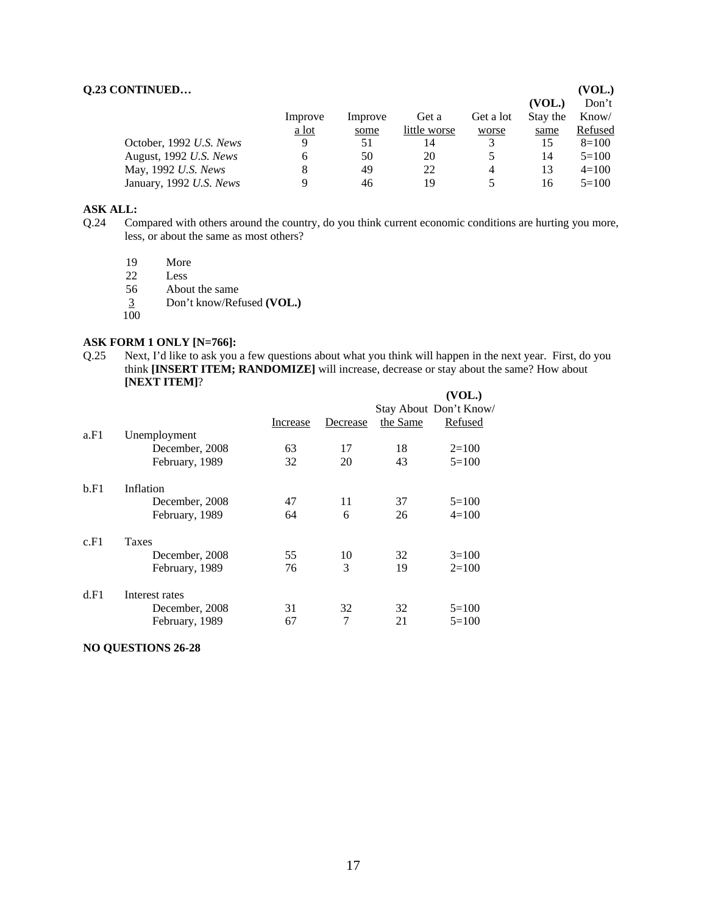**Q.23 CONTINUED…**

| | Improve a lot | Improve some | Get a little worse | Get a lot worse | (VOL.) Stay the same | (VOL.) Don't Know/ Refused |
|---|---|---|---|---|---|---|
| October, 1992 *U.S. News* | 9 | 51 | 14 | 3 | 15 | 8=100 |
| August, 1992 *U.S. News* | 6 | 50 | 20 | 5 | 14 | 5=100 |
| May, 1992 *U.S. News* | 8 | 49 | 22 | 4 | 13 | 4=100 |
| January, 1992 *U.S. News* | 9 | 46 | 19 | 5 | 16 | 5=100 |

**ASK ALL:**

Q.24 Compared with others around the country, do you think current economic conditions are hurting you more, less, or about the same as most others?

| | |
|---|---|
| 19 | More |
| 22 | Less |
| 56 | About the same |
| 3 | Don't know/Refused **(VOL.)** |
| 100 | |

**ASK FORM 1 ONLY [N=766]:**

Q.25 Next, I'd like to ask you a few questions about what you think will happen in the next year. First, do you think **[INSERT ITEM; RANDOMIZE]** will increase, decrease or stay about the same? How about **[NEXT ITEM]**?

| | | Increase | Decrease | Stay About the Same | (VOL.) Don't Know/ Refused |
|---|---|---|---|---|---|
| a.F1 | Unemployment | | | | |
| | December, 2008 | 63 | 17 | 18 | 2=100 |
| | February, 1989 | 32 | 20 | 43 | 5=100 |
| b.F1 | Inflation | | | | |
| | December, 2008 | 47 | 11 | 37 | 5=100 |
| | February, 1989 | 64 | 6 | 26 | 4=100 |
| c.F1 | Taxes | | | | |
| | December, 2008 | 55 | 10 | 32 | 3=100 |
| | February, 1989 | 76 | 3 | 19 | 2=100 |
| d.F1 | Interest rates | | | | |
| | December, 2008 | 31 | 32 | 32 | 5=100 |
| | February, 1989 | 67 | 7 | 21 | 5=100 |

**NO QUESTIONS 26-28**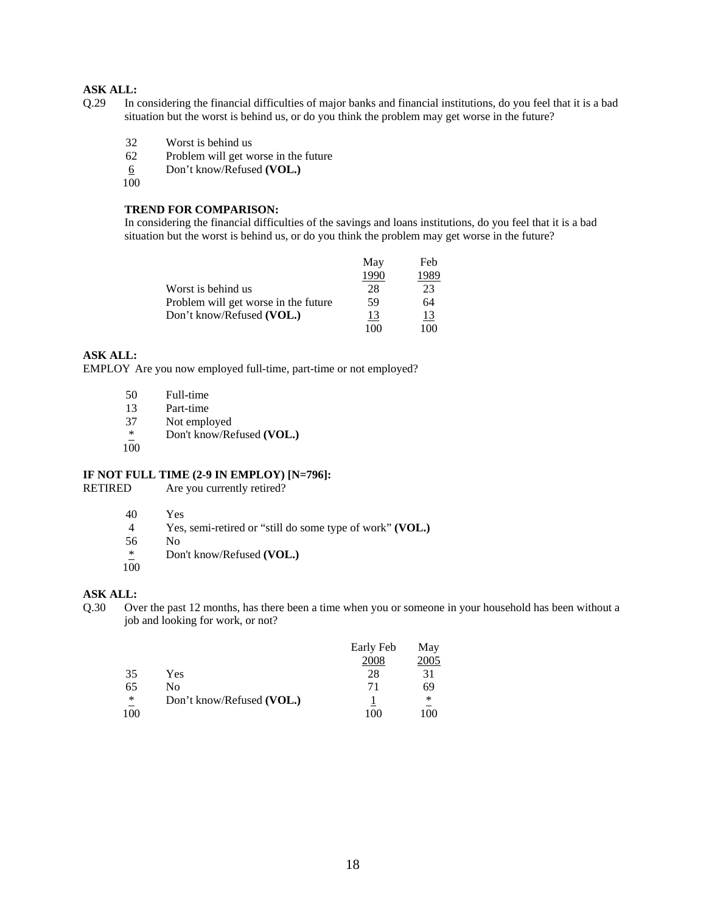**ASK ALL:**

Q.29 In considering the financial difficulties of major banks and financial institutions, do you feel that it is a bad situation but the worst is behind us, or do you think the problem may get worse in the future?

| | |
|---|---|
| 32 | Worst is behind us |
| 62 | Problem will get worse in the future |
| 6 | Don't know/Refused **(VOL.)** |
| 100 | |

**TREND FOR COMPARISON:**

In considering the financial difficulties of the savings and loans institutions, do you feel that it is a bad situation but the worst is behind us, or do you think the problem may get worse in the future?

| | May 1990 | Feb 1989 |
|---|---|---|
| Worst is behind us | 28 | 23 |
| Problem will get worse in the future | 59 | 64 |
| Don't know/Refused **(VOL.)** | 13 | 13 |
| | 100 | 100 |

**ASK ALL:**

EMPLOY Are you now employed full-time, part-time or not employed?

| | |
|---|---|
| 50 | Full-time |
| 13 | Part-time |
| 37 | Not employed |
| * | Don't know/Refused **(VOL.)** |
| 100 | |

**IF NOT FULL TIME (2-9 IN EMPLOY) [N=796]:**

RETIRED Are you currently retired?

| | |
|---|---|
| 40 | Yes |
| 4 | Yes, semi-retired or "still do some type of work" **(VOL.)** |
| 56 | No |
| * | Don't know/Refused **(VOL.)** |
| 100 | |

**ASK ALL:**

Q.30 Over the past 12 months, has there been a time when you or someone in your household has been without a job and looking for work, or not?

| | | Early Feb 2008 | May 2005 |
|---|---|---|---|
| 35 | Yes | 28 | 31 |
| 65 | No | 71 | 69 |
| * | Don't know/Refused **(VOL.)** | 1 | * |
| 100 | | 100 | 100 |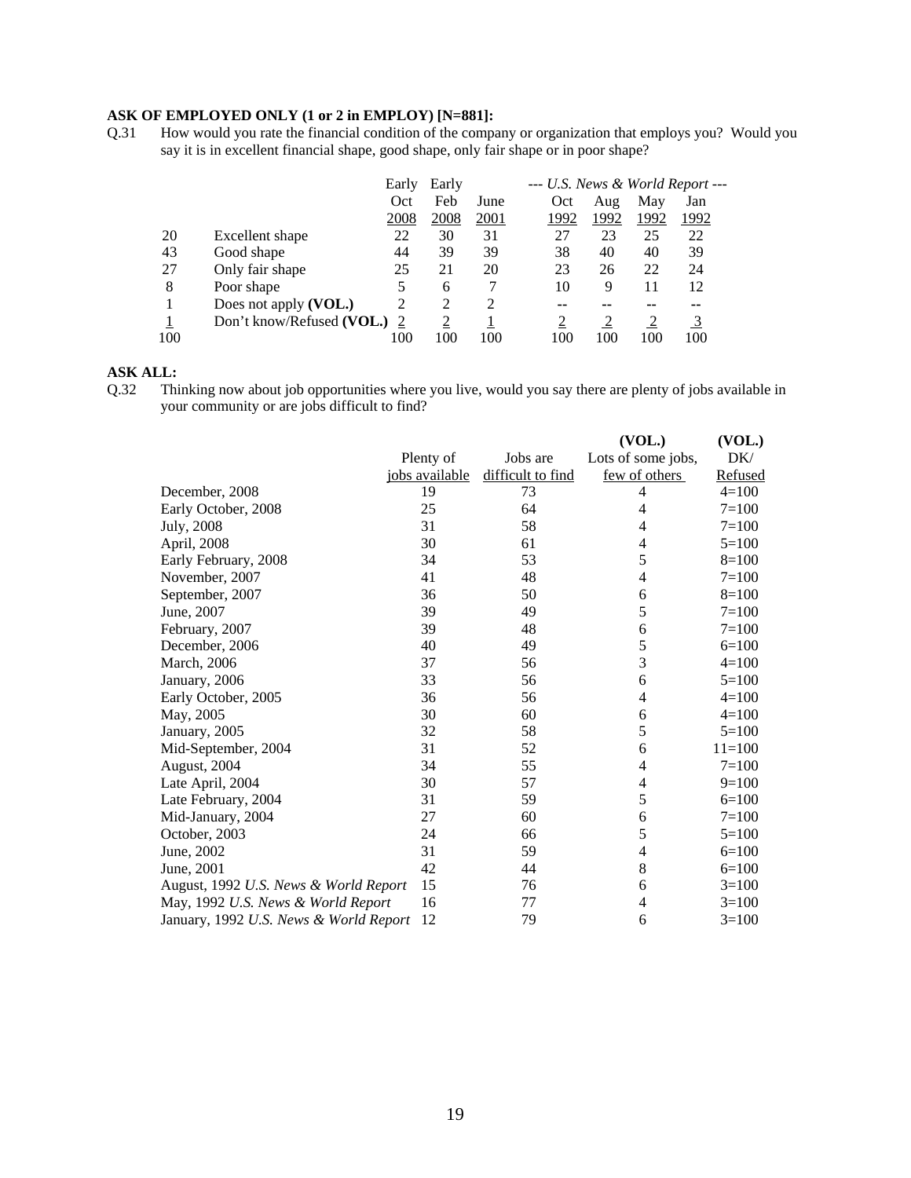**ASK OF EMPLOYED ONLY (1 or 2 in EMPLOY) [N=881]:**

Q.31 How would you rate the financial condition of the company or organization that employs you? Would you say it is in excellent financial shape, good shape, only fair shape or in poor shape?

| | | Early Oct 2008 | Early Feb 2008 | June 2001 | --- *U.S. News & World Report* --- Oct 1992 | Aug 1992 | May 1992 | Jan 1992 |
|---|---|---|---|---|---|---|---|---|
| 20 | Excellent shape | 22 | 30 | 31 | 27 | 23 | 25 | 22 |
| 43 | Good shape | 44 | 39 | 39 | 38 | 40 | 40 | 39 |
| 27 | Only fair shape | 25 | 21 | 20 | 23 | 26 | 22 | 24 |
| 8 | Poor shape | 5 | 6 | 7 | 10 | 9 | 11 | 12 |
| 1 | Does not apply **(VOL.)** | 2 | 2 | 2 | -- | -- | -- | -- |
| 1 | Don't know/Refused **(VOL.)** | 2 | 2 | 1 | 2 | 2 | 2 | 3 |
| 100 | | 100 | 100 | 100 | 100 | 100 | 100 | 100 |

**ASK ALL:**

Q.32 Thinking now about job opportunities where you live, would you say there are plenty of jobs available in your community or are jobs difficult to find?

| | Plenty of jobs available | Jobs are difficult to find | **(VOL.)** Lots of some jobs, few of others | **(VOL.)** DK/ Refused |
|---|---|---|---|---|
| December, 2008 | 19 | 73 | 4 | 4=100 |
| Early October, 2008 | 25 | 64 | 4 | 7=100 |
| July, 2008 | 31 | 58 | 4 | 7=100 |
| April, 2008 | 30 | 61 | 4 | 5=100 |
| Early February, 2008 | 34 | 53 | 5 | 8=100 |
| November, 2007 | 41 | 48 | 4 | 7=100 |
| September, 2007 | 36 | 50 | 6 | 8=100 |
| June, 2007 | 39 | 49 | 5 | 7=100 |
| February, 2007 | 39 | 48 | 6 | 7=100 |
| December, 2006 | 40 | 49 | 5 | 6=100 |
| March, 2006 | 37 | 56 | 3 | 4=100 |
| January, 2006 | 33 | 56 | 6 | 5=100 |
| Early October, 2005 | 36 | 56 | 4 | 4=100 |
| May, 2005 | 30 | 60 | 6 | 4=100 |
| January, 2005 | 32 | 58 | 5 | 5=100 |
| Mid-September, 2004 | 31 | 52 | 6 | 11=100 |
| August, 2004 | 34 | 55 | 4 | 7=100 |
| Late April, 2004 | 30 | 57 | 4 | 9=100 |
| Late February, 2004 | 31 | 59 | 5 | 6=100 |
| Mid-January, 2004 | 27 | 60 | 6 | 7=100 |
| October, 2003 | 24 | 66 | 5 | 5=100 |
| June, 2002 | 31 | 59 | 4 | 6=100 |
| June, 2001 | 42 | 44 | 8 | 6=100 |
| August, 1992 *U.S. News & World Report* | 15 | 76 | 6 | 3=100 |
| May, 1992 *U.S. News & World Report* | 16 | 77 | 4 | 3=100 |
| January, 1992 *U.S. News & World Report* | 12 | 79 | 6 | 3=100 |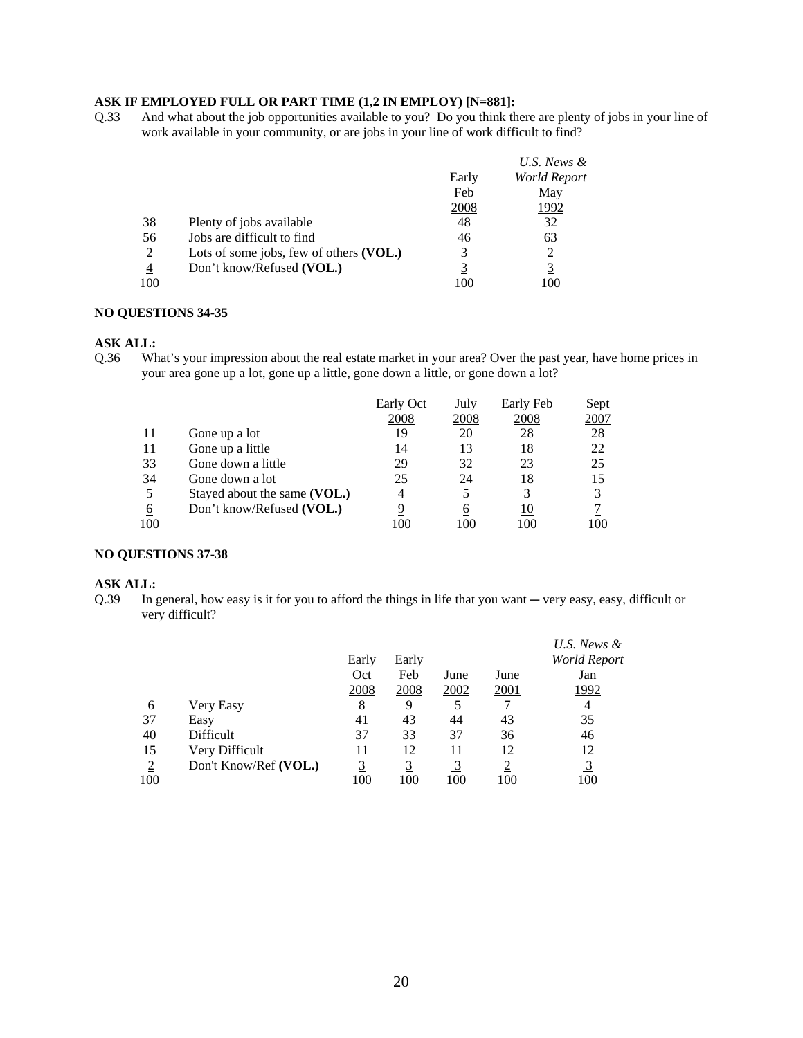**ASK IF EMPLOYED FULL OR PART TIME (1,2 IN EMPLOY) [N=881]:**

Q.33 And what about the job opportunities available to you? Do you think there are plenty of jobs in your line of work available in your community, or are jobs in your line of work difficult to find?

| | | Early Feb 2008 | *U.S. News & World Report* May 1992 |
|---|---|---|---|
| 38 | Plenty of jobs available | 48 | 32 |
| 56 | Jobs are difficult to find | 46 | 63 |
| 2 | Lots of some jobs, few of others **(VOL.)** | 3 | 2 |
| 4 | Don't know/Refused **(VOL.)** | 3 | 3 |
| 100 | | 100 | 100 |

**NO QUESTIONS 34-35**

**ASK ALL:**

Q.36 What's your impression about the real estate market in your area? Over the past year, have home prices in your area gone up a lot, gone up a little, gone down a little, or gone down a lot?

| | | Early Oct 2008 | July 2008 | Early Feb 2008 | Sept 2007 |
|---|---|---|---|---|---|
| 11 | Gone up a lot | 19 | 20 | 28 | 28 |
| 11 | Gone up a little | 14 | 13 | 18 | 22 |
| 33 | Gone down a little | 29 | 32 | 23 | 25 |
| 34 | Gone down a lot | 25 | 24 | 18 | 15 |
| 5 | Stayed about the same **(VOL.)** | 4 | 5 | 3 | 3 |
| 6 | Don't know/Refused **(VOL.)** | 9 | 6 | 10 | 7 |
| 100 | | 100 | 100 | 100 | 100 |

**NO QUESTIONS 37-38**

**ASK ALL:**

Q.39 In general, how easy is it for you to afford the things in life that you want ─ very easy, easy, difficult or very difficult?

| | | Early Oct 2008 | Early Feb 2008 | June 2002 | June 2001 | *U.S. News & World Report* Jan 1992 |
|---|---|---|---|---|---|---|
| 6 | Very Easy | 8 | 9 | 5 | 7 | 4 |
| 37 | Easy | 41 | 43 | 44 | 43 | 35 |
| 40 | Difficult | 37 | 33 | 37 | 36 | 46 |
| 15 | Very Difficult | 11 | 12 | 11 | 12 | 12 |
| 2 | Don't Know/Ref **(VOL.)** | 3 | 3 | 3 | 2 | 3 |
| 100 | | 100 | 100 | 100 | 100 | 100 |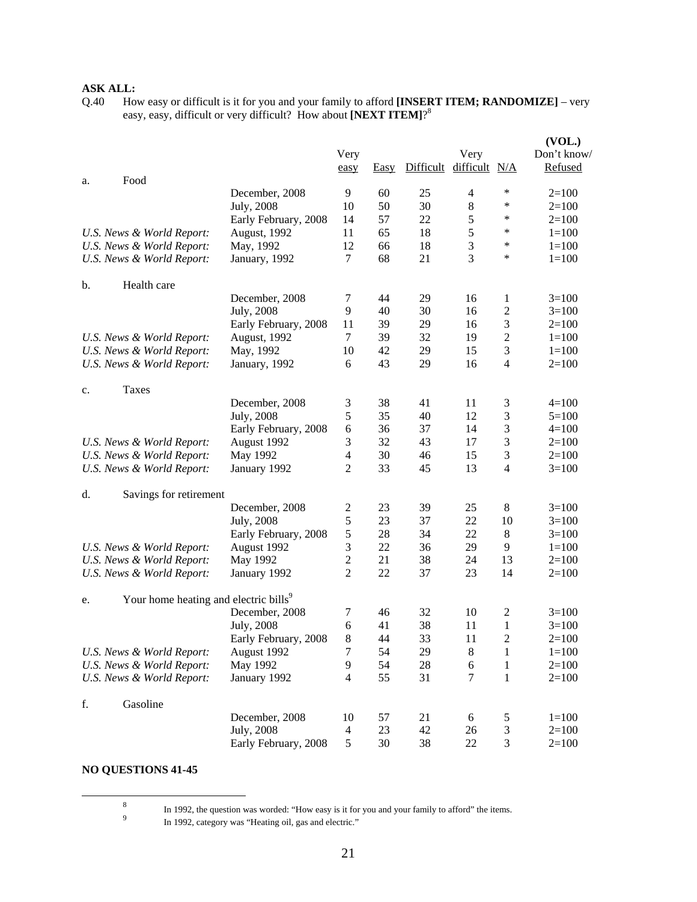**ASK ALL:**

Q.40 How easy or difficult is it for you and your family to afford **[INSERT ITEM; RANDOMIZE]** – very easy, easy, difficult or very difficult? How about **[NEXT ITEM]**?[8]

| | | | Very easy | Easy | Difficult | Very difficult | N/A | (VOL.) Don't know/ Refused |
|---|---|---|---|---|---|---|---|---|
| a. | Food | | | | | | | |
| | | December, 2008 | 9 | 60 | 25 | 4 | * | 2=100 |
| | | July, 2008 | 10 | 50 | 30 | 8 | * | 2=100 |
| | | Early February, 2008 | 14 | 57 | 22 | 5 | * | 2=100 |
| | *U.S. News & World Report:* | August, 1992 | 11 | 65 | 18 | 5 | * | 1=100 |
| | *U.S. News & World Report:* | May, 1992 | 12 | 66 | 18 | 3 | * | 1=100 |
| | *U.S. News & World Report:* | January, 1992 | 7 | 68 | 21 | 3 | * | 1=100 |
| b. | Health care | | | | | | | |
| | | December, 2008 | 7 | 44 | 29 | 16 | 1 | 3=100 |
| | | July, 2008 | 9 | 40 | 30 | 16 | 2 | 3=100 |
| | | Early February, 2008 | 11 | 39 | 29 | 16 | 3 | 2=100 |
| | *U.S. News & World Report:* | August, 1992 | 7 | 39 | 32 | 19 | 2 | 1=100 |
| | *U.S. News & World Report:* | May, 1992 | 10 | 42 | 29 | 15 | 3 | 1=100 |
| | *U.S. News & World Report:* | January, 1992 | 6 | 43 | 29 | 16 | 4 | 2=100 |
| c. | Taxes | | | | | | | |
| | | December, 2008 | 3 | 38 | 41 | 11 | 3 | 4=100 |
| | | July, 2008 | 5 | 35 | 40 | 12 | 3 | 5=100 |
| | | Early February, 2008 | 6 | 36 | 37 | 14 | 3 | 4=100 |
| | *U.S. News & World Report:* | August 1992 | 3 | 32 | 43 | 17 | 3 | 2=100 |
| | *U.S. News & World Report:* | May 1992 | 4 | 30 | 46 | 15 | 3 | 2=100 |
| | *U.S. News & World Report:* | January 1992 | 2 | 33 | 45 | 13 | 4 | 3=100 |
| d. | Savings for retirement | | | | | | | |
| | | December, 2008 | 2 | 23 | 39 | 25 | 8 | 3=100 |
| | | July, 2008 | 5 | 23 | 37 | 22 | 10 | 3=100 |
| | | Early February, 2008 | 5 | 28 | 34 | 22 | 8 | 3=100 |
| | *U.S. News & World Report:* | August 1992 | 3 | 22 | 36 | 29 | 9 | 1=100 |
| | *U.S. News & World Report:* | May 1992 | 2 | 21 | 38 | 24 | 13 | 2=100 |
| | *U.S. News & World Report:* | January 1992 | 2 | 22 | 37 | 23 | 14 | 2=100 |
| e. | Your home heating and electric bills[9] | | | | | | | |
| | | December, 2008 | 7 | 46 | 32 | 10 | 2 | 3=100 |
| | | July, 2008 | 6 | 41 | 38 | 11 | 1 | 3=100 |
| | | Early February, 2008 | 8 | 44 | 33 | 11 | 2 | 2=100 |
| | *U.S. News & World Report:* | August 1992 | 7 | 54 | 29 | 8 | 1 | 1=100 |
| | *U.S. News & World Report:* | May 1992 | 9 | 54 | 28 | 6 | 1 | 2=100 |
| | *U.S. News & World Report:* | January 1992 | 4 | 55 | 31 | 7 | 1 | 2=100 |
| f. | Gasoline | | | | | | | |
| | | December, 2008 | 10 | 57 | 21 | 6 | 5 | 1=100 |
| | | July, 2008 | 4 | 23 | 42 | 26 | 3 | 2=100 |
| | | Early February, 2008 | 5 | 30 | 38 | 22 | 3 | 2=100 |

**NO QUESTIONS 41-45**

[8] In 1992, the question was worded: "How easy is it for you and your family to afford" the items.

[9] In 1992, category was "Heating oil, gas and electric."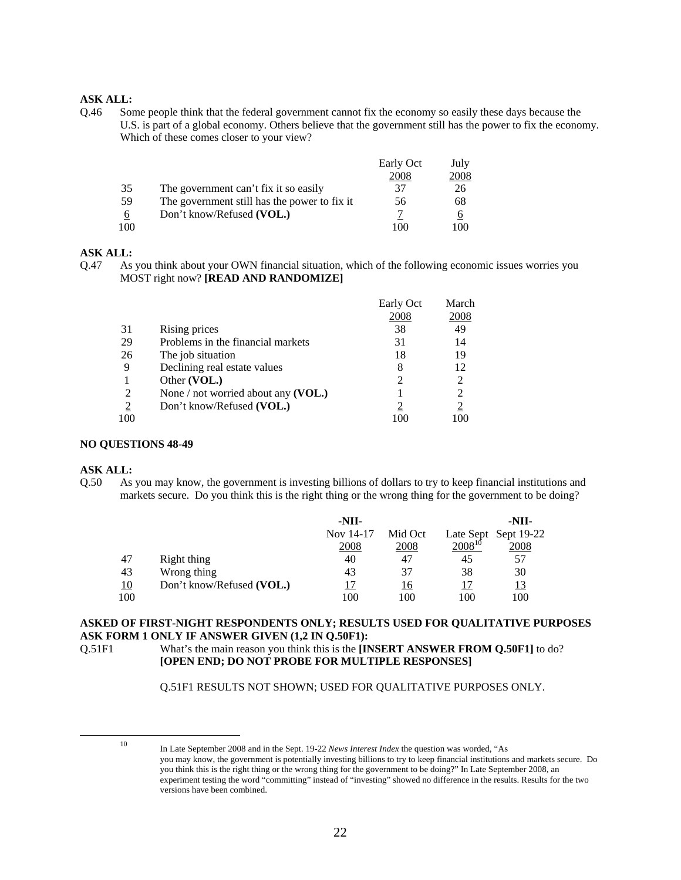**ASK ALL:**

Q.46 Some people think that the federal government cannot fix the economy so easily these days because the U.S. is part of a global economy. Others believe that the government still has the power to fix the economy. Which of these comes closer to your view?

| | | Early Oct 2008 | July 2008 |
|---|---|---|---|
| 35 | The government can't fix it so easily | 37 | 26 |
| 59 | The government still has the power to fix it | 56 | 68 |
| 6 | Don't know/Refused **(VOL.)** | 7 | 6 |
| 100 | | 100 | 100 |

**ASK ALL:**

Q.47 As you think about your OWN financial situation, which of the following economic issues worries you MOST right now? **[READ AND RANDOMIZE]**

| | | Early Oct 2008 | March 2008 |
|---|---|---|---|
| 31 | Rising prices | 38 | 49 |
| 29 | Problems in the financial markets | 31 | 14 |
| 26 | The job situation | 18 | 19 |
| 9 | Declining real estate values | 8 | 12 |
| 1 | Other **(VOL.)** | 2 | 2 |
| 2 | None / not worried about any **(VOL.)** | 1 | 2 |
| 2 | Don't know/Refused **(VOL.)** | 2 | 2 |
| 100 | | 100 | 100 |

**NO QUESTIONS 48-49**

**ASK ALL:**

Q.50 As you may know, the government is investing billions of dollars to try to keep financial institutions and markets secure. Do you think this is the right thing or the wrong thing for the government to be doing?

| | | -NII- Nov 14-17 2008 | Mid Oct 2008 | Late Sept 2008[10] | -NII- Sept 19-22 2008 |
|---|---|---|---|---|---|
| 47 | Right thing | 40 | 47 | 45 | 57 |
| 43 | Wrong thing | 43 | 37 | 38 | 30 |
| 10 | Don't know/Refused **(VOL.)** | 17 | 16 | 17 | 13 |
| 100 | | 100 | 100 | 100 | 100 |

**ASKED OF FIRST-NIGHT RESPONDENTS ONLY; RESULTS USED FOR QUALITATIVE PURPOSES**
**ASK FORM 1 ONLY IF ANSWER GIVEN (1,2 IN Q.50F1):**

Q.51F1 What's the main reason you think this is the **[INSERT ANSWER FROM Q.50F1]** to do? **[OPEN END; DO NOT PROBE FOR MULTIPLE RESPONSES]**

Q.51F1 RESULTS NOT SHOWN; USED FOR QUALITATIVE PURPOSES ONLY.

---

[10] In Late September 2008 and in the Sept. 19-22 *News Interest Index* the question was worded, "As you may know, the government is potentially investing billions to try to keep financial institutions and markets secure. Do you think this is the right thing or the wrong thing for the government to be doing?" In Late September 2008, an experiment testing the word "committing" instead of "investing" showed no difference in the results. Results for the two versions have been combined.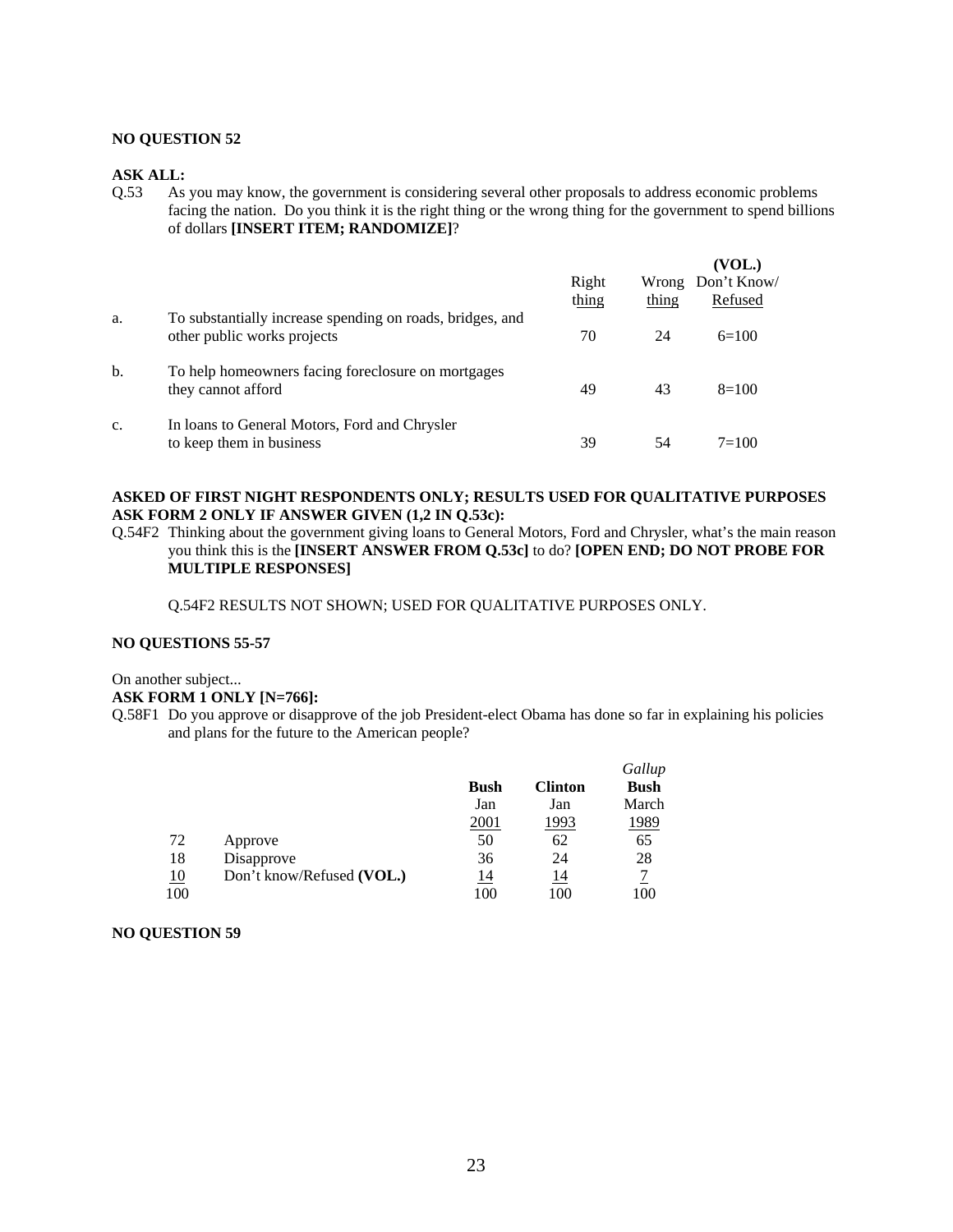**NO QUESTION 52**

**ASK ALL:**

Q.53 As you may know, the government is considering several other proposals to address economic problems facing the nation. Do you think it is the right thing or the wrong thing for the government to spend billions of dollars **[INSERT ITEM; RANDOMIZE]**?

| | | Right thing | Wrong thing | (VOL.) Don't Know/ Refused |
|---|---|---|---|---|
| a. | To substantially increase spending on roads, bridges, and other public works projects | 70 | 24 | 6=100 |
| b. | To help homeowners facing foreclosure on mortgages they cannot afford | 49 | 43 | 8=100 |
| c. | In loans to General Motors, Ford and Chrysler to keep them in business | 39 | 54 | 7=100 |

**ASKED OF FIRST NIGHT RESPONDENTS ONLY; RESULTS USED FOR QUALITATIVE PURPOSES**
**ASK FORM 2 ONLY IF ANSWER GIVEN (1,2 IN Q.53c):**

Q.54F2 Thinking about the government giving loans to General Motors, Ford and Chrysler, what's the main reason you think this is the **[INSERT ANSWER FROM Q.53c]** to do? **[OPEN END; DO NOT PROBE FOR MULTIPLE RESPONSES]**

Q.54F2 RESULTS NOT SHOWN; USED FOR QUALITATIVE PURPOSES ONLY.

**NO QUESTIONS 55-57**

On another subject...

**ASK FORM 1 ONLY [N=766]:**

Q.58F1 Do you approve or disapprove of the job President-elect Obama has done so far in explaining his policies and plans for the future to the American people?

| | | **Bush** Jan 2001 | **Clinton** Jan 1993 | *Gallup* **Bush** March 1989 |
|---|---|---|---|---|
| 72 | Approve | 50 | 62 | 65 |
| 18 | Disapprove | 36 | 24 | 28 |
| 10 | Don't know/Refused **(VOL.)** | 14 | 14 | 7 |
| 100 | | 100 | 100 | 100 |

**NO QUESTION 59**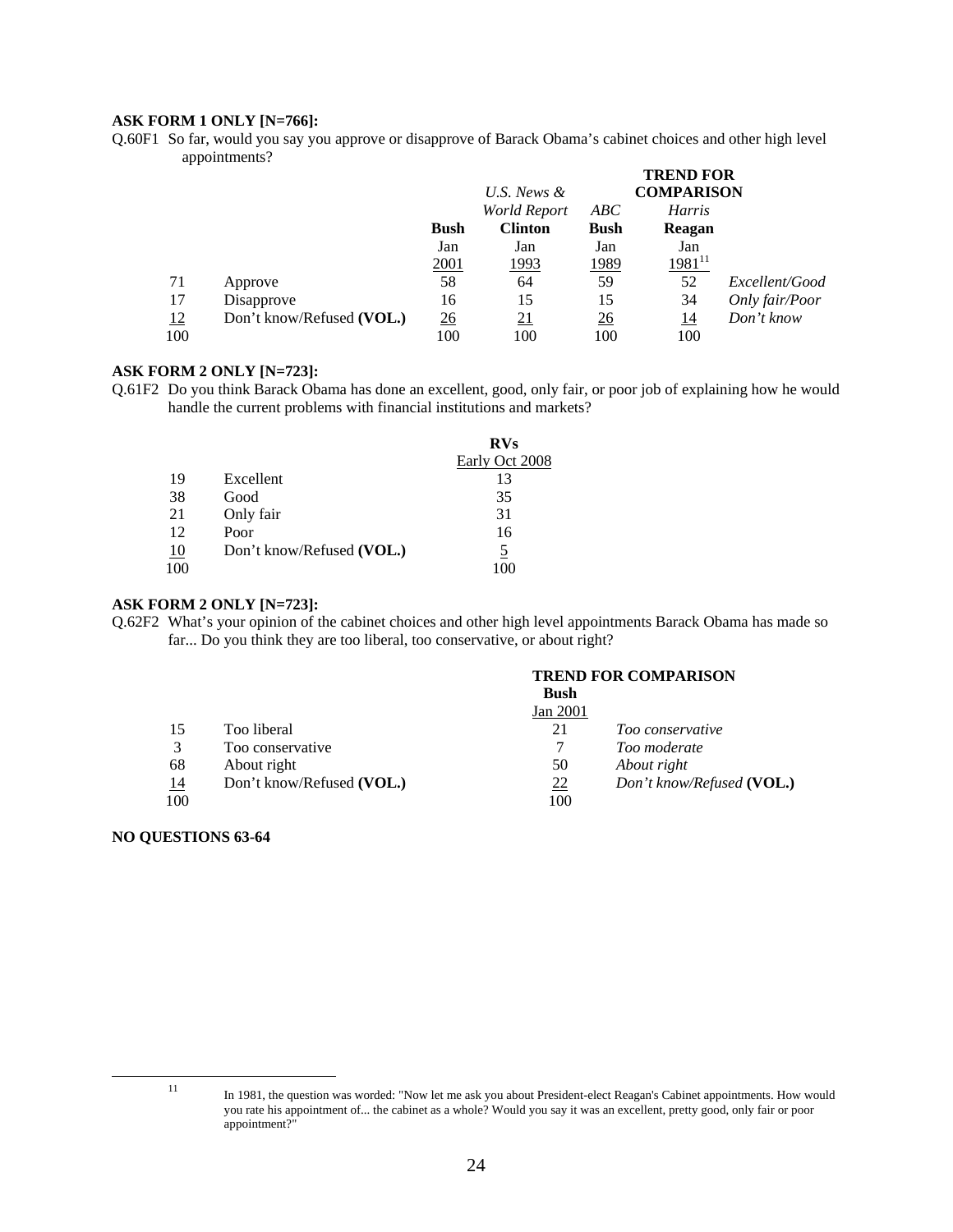**ASK FORM 1 ONLY [N=766]:**

Q.60F1 So far, would you say you approve or disapprove of Barack Obama's cabinet choices and other high level appointments?

| | | | | TREND FOR COMPARISON | | |
|---|---|---|---|---|---|---|
| | | | *U.S. News & World Report* | *ABC* | *Harris* | |
| | | **Bush** | **Clinton** | **Bush** | **Reagan** | |
| | | Jan 2001 | Jan 1993 | Jan 1989 | Jan 1981[11] | |
| 71 | Approve | 58 | 64 | 59 | 52 | *Excellent/Good* |
| 17 | Disapprove | 16 | 15 | 15 | 34 | *Only fair/Poor* |
| 12 | Don't know/Refused **(VOL.)** | 26 | 21 | 26 | 14 | *Don't know* |
| 100 | | 100 | 100 | 100 | 100 | |

**ASK FORM 2 ONLY [N=723]:**

Q.61F2 Do you think Barack Obama has done an excellent, good, only fair, or poor job of explaining how he would handle the current problems with financial institutions and markets?

| | | **RVs** |
|---|---|---|
| | | Early Oct 2008 |
| 19 | Excellent | 13 |
| 38 | Good | 35 |
| 21 | Only fair | 31 |
| 12 | Poor | 16 |
| 10 | Don't know/Refused **(VOL.)** | 5 |
| 100 | | 100 |

**ASK FORM 2 ONLY [N=723]:**

Q.62F2 What's your opinion of the cabinet choices and other high level appointments Barack Obama has made so far... Do you think they are too liberal, too conservative, or about right?

| | | **TREND FOR COMPARISON** | |
|---|---|---|---|
| | | **Bush** | |
| | | Jan 2001 | |
| 15 | Too liberal | 21 | *Too conservative* |
| 3 | Too conservative | 7 | *Too moderate* |
| 68 | About right | 50 | *About right* |
| 14 | Don't know/Refused **(VOL.)** | 22 | *Don't know/Refused* **(VOL.)** |
| 100 | | 100 | |

**NO QUESTIONS 63-64**

[11] In 1981, the question was worded: "Now let me ask you about President-elect Reagan's Cabinet appointments. How would you rate his appointment of... the cabinet as a whole? Would you say it was an excellent, pretty good, only fair or poor appointment?"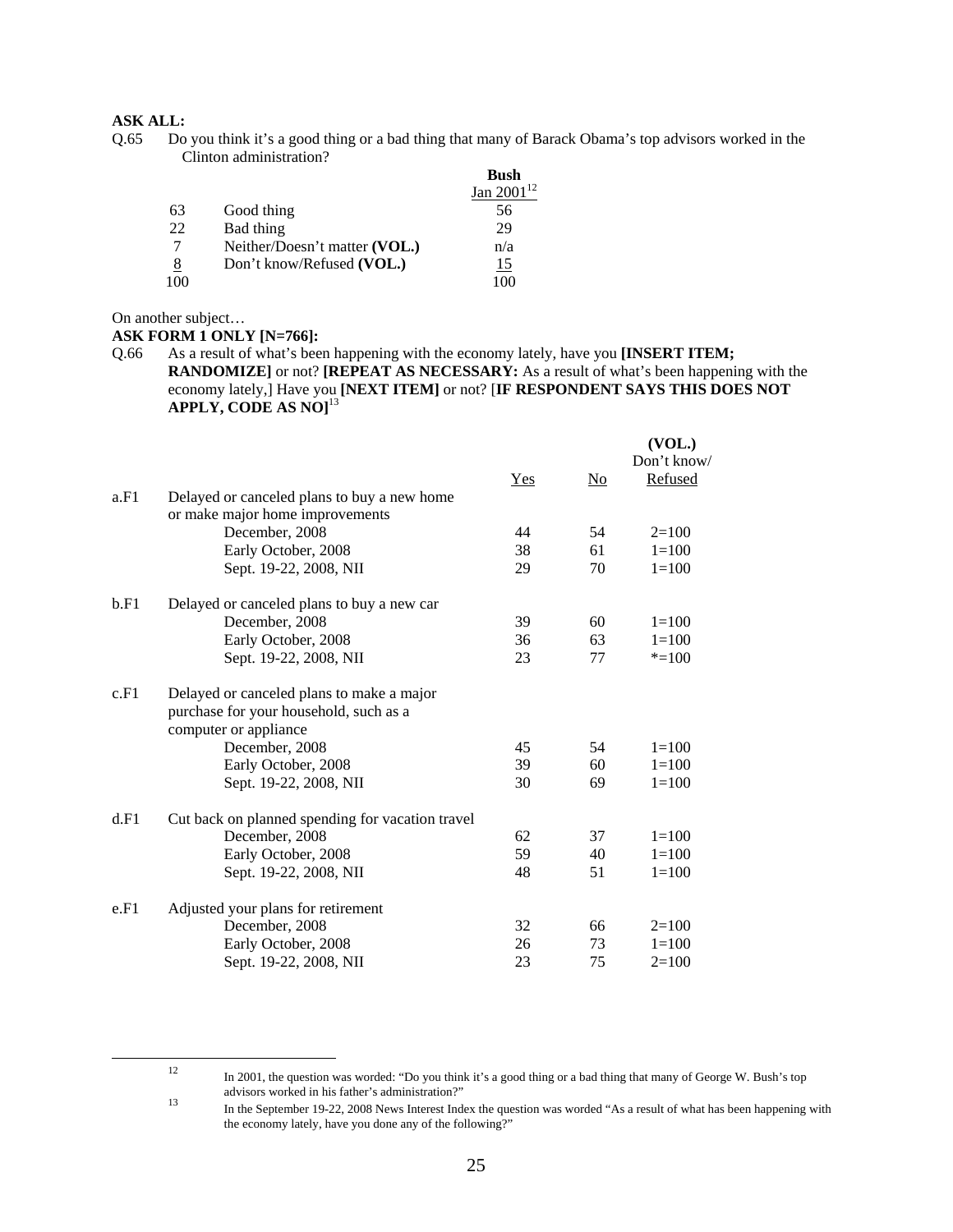**ASK ALL:**

Q.65 Do you think it's a good thing or a bad thing that many of Barack Obama's top advisors worked in the Clinton administration?

| | | Bush Jan 2001[12] |
|---|---|---|
| 63 | Good thing | 56 |
| 22 | Bad thing | 29 |
| 7 | Neither/Doesn't matter **(VOL.)** | n/a |
| 8 | Don't know/Refused **(VOL.)** | 15 |
| 100 | | 100 |

On another subject…

**ASK FORM 1 ONLY [N=766]:**

Q.66 As a result of what's been happening with the economy lately, have you **[INSERT ITEM; RANDOMIZE]** or not? **[REPEAT AS NECESSARY:** As a result of what's been happening with the economy lately,] Have you **[NEXT ITEM]** or not? [**IF RESPONDENT SAYS THIS DOES NOT APPLY, CODE AS NO]**[13]

| | | Yes | No | (VOL.) Don't know/ Refused |
|---|---|---|---|---|
| a.F1 | Delayed or canceled plans to buy a new home or make major home improvements | | | |
| | December, 2008 | 44 | 54 | 2=100 |
| | Early October, 2008 | 38 | 61 | 1=100 |
| | Sept. 19-22, 2008, NII | 29 | 70 | 1=100 |
| b.F1 | Delayed or canceled plans to buy a new car | | | |
| | December, 2008 | 39 | 60 | 1=100 |
| | Early October, 2008 | 36 | 63 | 1=100 |
| | Sept. 19-22, 2008, NII | 23 | 77 | *=100 |
| c.F1 | Delayed or canceled plans to make a major purchase for your household, such as a computer or appliance | | | |
| | December, 2008 | 45 | 54 | 1=100 |
| | Early October, 2008 | 39 | 60 | 1=100 |
| | Sept. 19-22, 2008, NII | 30 | 69 | 1=100 |
| d.F1 | Cut back on planned spending for vacation travel | | | |
| | December, 2008 | 62 | 37 | 1=100 |
| | Early October, 2008 | 59 | 40 | 1=100 |
| | Sept. 19-22, 2008, NII | 48 | 51 | 1=100 |
| e.F1 | Adjusted your plans for retirement | | | |
| | December, 2008 | 32 | 66 | 2=100 |
| | Early October, 2008 | 26 | 73 | 1=100 |
| | Sept. 19-22, 2008, NII | 23 | 75 | 2=100 |

---

[12] In 2001, the question was worded: "Do you think it's a good thing or a bad thing that many of George W. Bush's top advisors worked in his father's administration?"

[13] In the September 19-22, 2008 News Interest Index the question was worded "As a result of what has been happening with the economy lately, have you done any of the following?"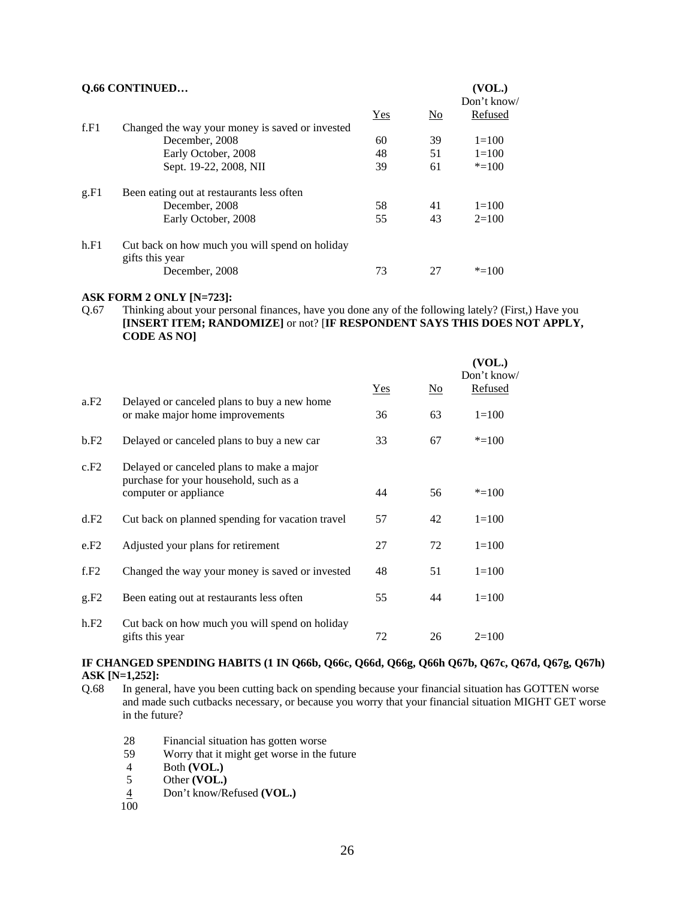**Q.66 CONTINUED…**

| | | Yes | No | (VOL.) Don't know/ Refused |
|---|---|---|---|---|
| f.F1 | Changed the way your money is saved or invested | | | |
| | December, 2008 | 60 | 39 | 1=100 |
| | Early October, 2008 | 48 | 51 | 1=100 |
| | Sept. 19-22, 2008, NII | 39 | 61 | *=100 |
| g.F1 | Been eating out at restaurants less often | | | |
| | December, 2008 | 58 | 41 | 1=100 |
| | Early October, 2008 | 55 | 43 | 2=100 |
| h.F1 | Cut back on how much you will spend on holiday gifts this year | | | |
| | December, 2008 | 73 | 27 | *=100 |

**ASK FORM 2 ONLY [N=723]:**

Q.67 Thinking about your personal finances, have you done any of the following lately? (First,) Have you **[INSERT ITEM; RANDOMIZE]** or not? [**IF RESPONDENT SAYS THIS DOES NOT APPLY, CODE AS NO]**

| | | Yes | No | (VOL.) Don't know/ Refused |
|---|---|---|---|---|
| a.F2 | Delayed or canceled plans to buy a new home or make major home improvements | 36 | 63 | 1=100 |
| b.F2 | Delayed or canceled plans to buy a new car | 33 | 67 | *=100 |
| c.F2 | Delayed or canceled plans to make a major purchase for your household, such as a computer or appliance | 44 | 56 | *=100 |
| d.F2 | Cut back on planned spending for vacation travel | 57 | 42 | 1=100 |
| e.F2 | Adjusted your plans for retirement | 27 | 72 | 1=100 |
| f.F2 | Changed the way your money is saved or invested | 48 | 51 | 1=100 |
| g.F2 | Been eating out at restaurants less often | 55 | 44 | 1=100 |
| h.F2 | Cut back on how much you will spend on holiday gifts this year | 72 | 26 | 2=100 |

**IF CHANGED SPENDING HABITS (1 IN Q66b, Q66c, Q66d, Q66g, Q66h Q67b, Q67c, Q67d, Q67g, Q67h) ASK [N=1,252]:**

Q.68 In general, have you been cutting back on spending because your financial situation has GOTTEN worse and made such cutbacks necessary, or because you worry that your financial situation MIGHT GET worse in the future?

| | |
|---|---|
| 28 | Financial situation has gotten worse |
| 59 | Worry that it might get worse in the future |
| 4 | Both **(VOL.)** |
| 5 | Other **(VOL.)** |
| 4 | Don't know/Refused **(VOL.)** |
| 100 | |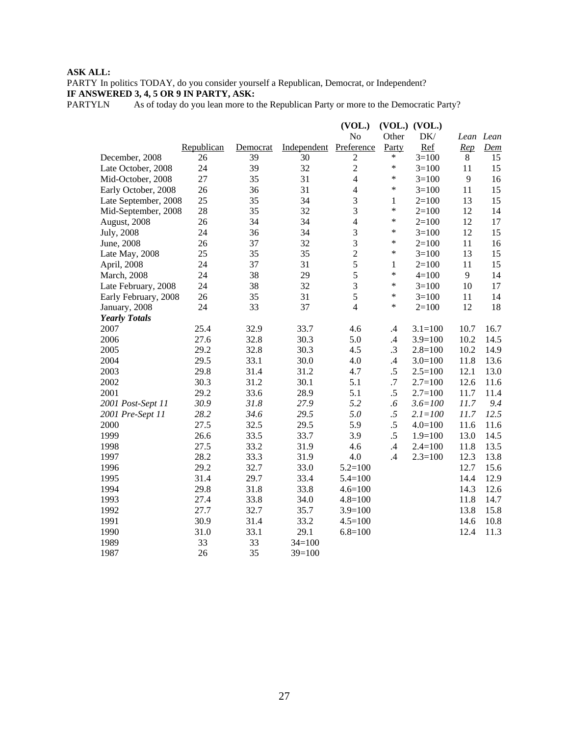**ASK ALL:**
PARTY In politics TODAY, do you consider yourself a Republican, Democrat, or Independent?
**IF ANSWERED 3, 4, 5 OR 9 IN PARTY, ASK:**
PARTYLN As of today do you lean more to the Republican Party or more to the Democratic Party?

| | Republican | Democrat | Independent | (VOL.) No Preference | (VOL.) Other Party | (VOL.) DK/ Ref | *Lean Rep* | *Lean Dem* |
|---|---|---|---|---|---|---|---|---|
| December, 2008 | 26 | 39 | 30 | 2 | * | 3=100 | 8 | 15 |
| Late October, 2008 | 24 | 39 | 32 | 2 | * | 3=100 | 11 | 15 |
| Mid-October, 2008 | 27 | 35 | 31 | 4 | * | 3=100 | 9 | 16 |
| Early October, 2008 | 26 | 36 | 31 | 4 | * | 3=100 | 11 | 15 |
| Late September, 2008 | 25 | 35 | 34 | 3 | 1 | 2=100 | 13 | 15 |
| Mid-September, 2008 | 28 | 35 | 32 | 3 | * | 2=100 | 12 | 14 |
| August, 2008 | 26 | 34 | 34 | 4 | * | 2=100 | 12 | 17 |
| July, 2008 | 24 | 36 | 34 | 3 | * | 3=100 | 12 | 15 |
| June, 2008 | 26 | 37 | 32 | 3 | * | 2=100 | 11 | 16 |
| Late May, 2008 | 25 | 35 | 35 | 2 | * | 3=100 | 13 | 15 |
| April, 2008 | 24 | 37 | 31 | 5 | 1 | 2=100 | 11 | 15 |
| March, 2008 | 24 | 38 | 29 | 5 | * | 4=100 | 9 | 14 |
| Late February, 2008 | 24 | 38 | 32 | 3 | * | 3=100 | 10 | 17 |
| Early February, 2008 | 26 | 35 | 31 | 5 | * | 3=100 | 11 | 14 |
| January, 2008 | 24 | 33 | 37 | 4 | * | 2=100 | 12 | 18 |
| ***Yearly Totals*** | | | | | | | | |
| 2007 | 25.4 | 32.9 | 33.7 | 4.6 | .4 | 3.1=100 | 10.7 | 16.7 |
| 2006 | 27.6 | 32.8 | 30.3 | 5.0 | .4 | 3.9=100 | 10.2 | 14.5 |
| 2005 | 29.2 | 32.8 | 30.3 | 4.5 | .3 | 2.8=100 | 10.2 | 14.9 |
| 2004 | 29.5 | 33.1 | 30.0 | 4.0 | .4 | 3.0=100 | 11.8 | 13.6 |
| 2003 | 29.8 | 31.4 | 31.2 | 4.7 | .5 | 2.5=100 | 12.1 | 13.0 |
| 2002 | 30.3 | 31.2 | 30.1 | 5.1 | .7 | 2.7=100 | 12.6 | 11.6 |
| 2001 | 29.2 | 33.6 | 28.9 | 5.1 | .5 | 2.7=100 | 11.7 | 11.4 |
| *2001 Post-Sept 11* | *30.9* | *31.8* | *27.9* | *5.2* | *.6* | *3.6=100* | *11.7* | *9.4* |
| *2001 Pre-Sept 11* | *28.2* | *34.6* | *29.5* | *5.0* | *.5* | *2.1=100* | *11.7* | *12.5* |
| 2000 | 27.5 | 32.5 | 29.5 | 5.9 | .5 | 4.0=100 | 11.6 | 11.6 |
| 1999 | 26.6 | 33.5 | 33.7 | 3.9 | .5 | 1.9=100 | 13.0 | 14.5 |
| 1998 | 27.5 | 33.2 | 31.9 | 4.6 | .4 | 2.4=100 | 11.8 | 13.5 |
| 1997 | 28.2 | 33.3 | 31.9 | 4.0 | .4 | 2.3=100 | 12.3 | 13.8 |
| 1996 | 29.2 | 32.7 | 33.0 | 5.2=100 | | | 12.7 | 15.6 |
| 1995 | 31.4 | 29.7 | 33.4 | 5.4=100 | | | 14.4 | 12.9 |
| 1994 | 29.8 | 31.8 | 33.8 | 4.6=100 | | | 14.3 | 12.6 |
| 1993 | 27.4 | 33.8 | 34.0 | 4.8=100 | | | 11.8 | 14.7 |
| 1992 | 27.7 | 32.7 | 35.7 | 3.9=100 | | | 13.8 | 15.8 |
| 1991 | 30.9 | 31.4 | 33.2 | 4.5=100 | | | 14.6 | 10.8 |
| 1990 | 31.0 | 33.1 | 29.1 | 6.8=100 | | | 12.4 | 11.3 |
| 1989 | 33 | 33 | 34=100 | | | | | |
| 1987 | 26 | 35 | 39=100 | | | | | |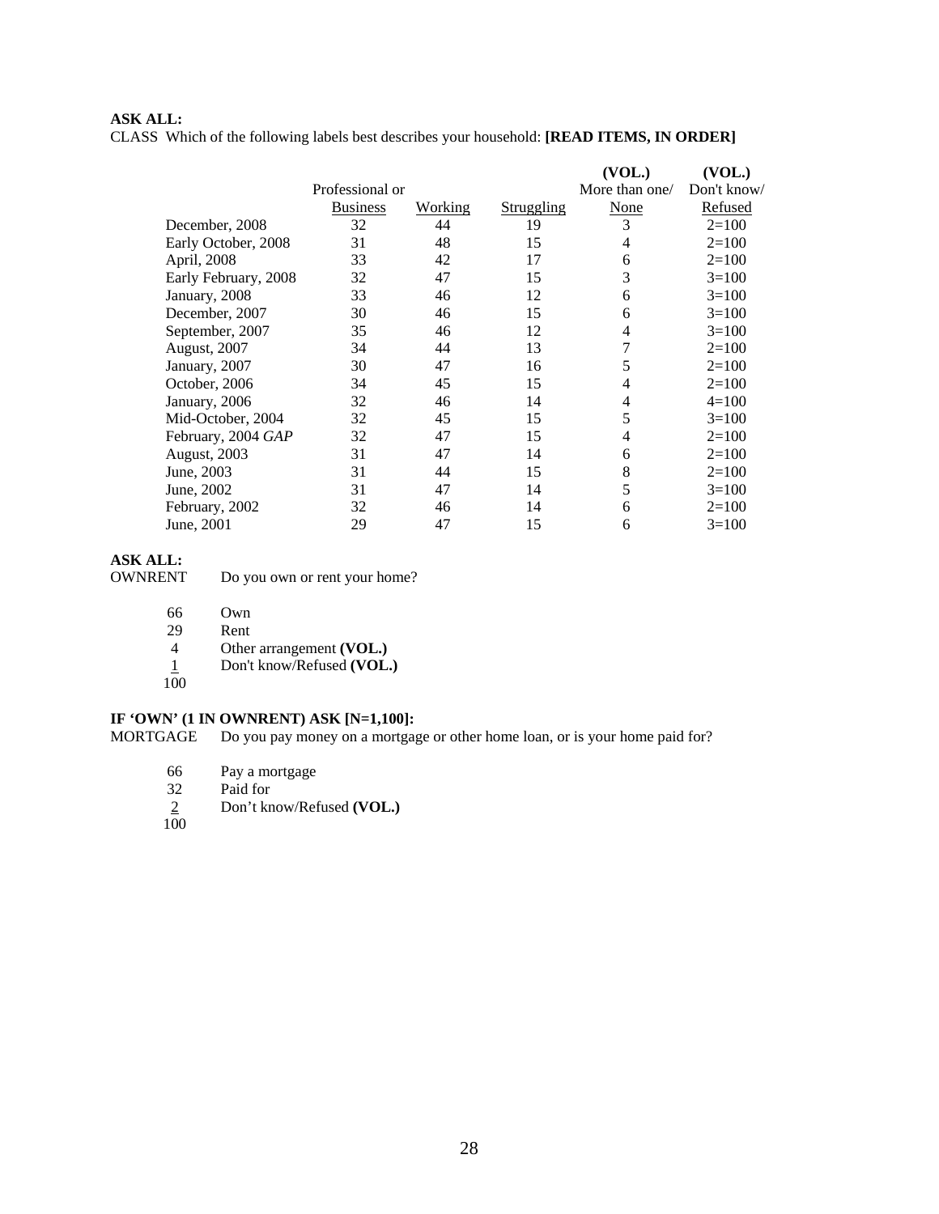**ASK ALL:**
CLASS Which of the following labels best describes your household: **[READ ITEMS, IN ORDER]**

| | Professional or Business | Working | Struggling | (VOL.) More than one/ None | (VOL.) Don't know/ Refused |
|---|---|---|---|---|---|
| December, 2008 | 32 | 44 | 19 | 3 | 2=100 |
| Early October, 2008 | 31 | 48 | 15 | 4 | 2=100 |
| April, 2008 | 33 | 42 | 17 | 6 | 2=100 |
| Early February, 2008 | 32 | 47 | 15 | 3 | 3=100 |
| January, 2008 | 33 | 46 | 12 | 6 | 3=100 |
| December, 2007 | 30 | 46 | 15 | 6 | 3=100 |
| September, 2007 | 35 | 46 | 12 | 4 | 3=100 |
| August, 2007 | 34 | 44 | 13 | 7 | 2=100 |
| January, 2007 | 30 | 47 | 16 | 5 | 2=100 |
| October, 2006 | 34 | 45 | 15 | 4 | 2=100 |
| January, 2006 | 32 | 46 | 14 | 4 | 4=100 |
| Mid-October, 2004 | 32 | 45 | 15 | 5 | 3=100 |
| February, 2004 *GAP* | 32 | 47 | 15 | 4 | 2=100 |
| August, 2003 | 31 | 47 | 14 | 6 | 2=100 |
| June, 2003 | 31 | 44 | 15 | 8 | 2=100 |
| June, 2002 | 31 | 47 | 14 | 5 | 3=100 |
| February, 2002 | 32 | 46 | 14 | 6 | 2=100 |
| June, 2001 | 29 | 47 | 15 | 6 | 3=100 |

**ASK ALL:**
OWNRENT Do you own or rent your home?

66 Own
29 Rent
4 Other arrangement **(VOL.)**
1 Don't know/Refused **(VOL.)**
100

**IF 'OWN' (1 IN OWNRENT) ASK [N=1,100]:**
MORTGAGE Do you pay money on a mortgage or other home loan, or is your home paid for?

66 Pay a mortgage
32 Paid for
2 Don't know/Refused **(VOL.)**
100